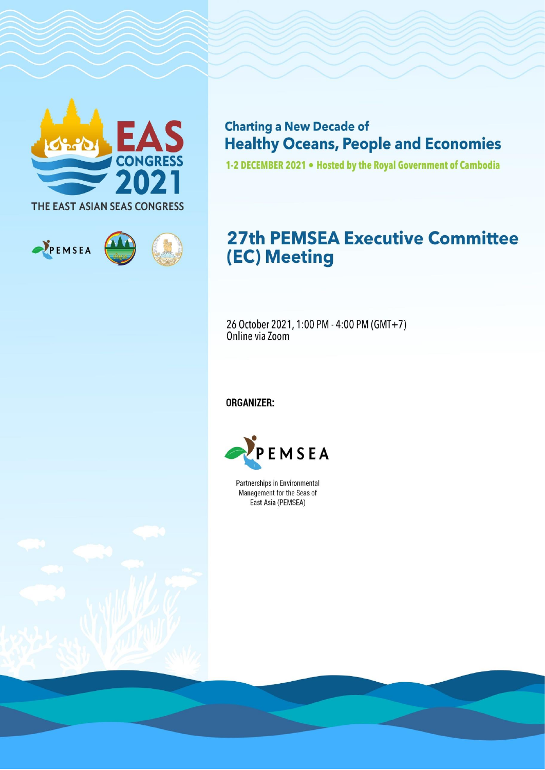EAS CONGRESS 2021

THE EAST ASIAN SEAS CONGRESS

PEMSEA

Charting a New Decade of
**Healthy Oceans, People and Economies**

**1-2 DECEMBER 2021 • Hosted by the Royal Government of Cambodia**

# 27th PEMSEA Executive Committee (EC) Meeting

26 October 2021, 1:00 PM - 4:00 PM (GMT+7)
Online via Zoom

**ORGANIZER:**

PEMSEA

Partnerships in Environmental Management for the Seas of East Asia (PEMSEA)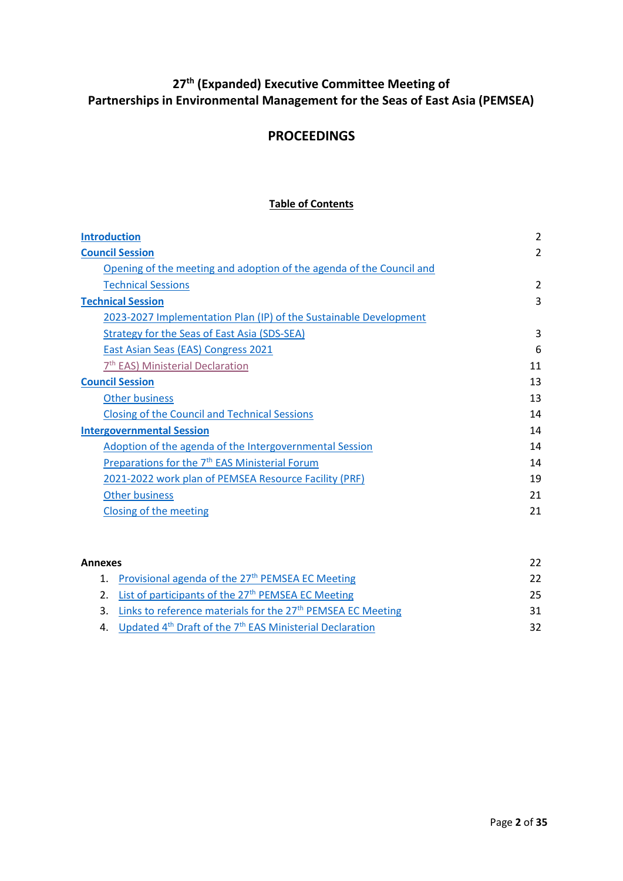# 27th (Expanded) Executive Committee Meeting of Partnerships in Environmental Management for the Seas of East Asia (PEMSEA)

## PROCEEDINGS

**Table of Contents**

| | |
|---|---|
| **Introduction** | 2 |
| **Council Session** | 2 |
| Opening of the meeting and adoption of the agenda of the Council and Technical Sessions | 2 |
| **Technical Session** | 3 |
| 2023-2027 Implementation Plan (IP) of the Sustainable Development Strategy for the Seas of East Asia (SDS-SEA) | 3 |
| East Asian Seas (EAS) Congress 2021 | 6 |
| 7th EAS) Ministerial Declaration | 11 |
| **Council Session** | 13 |
| Other business | 13 |
| Closing of the Council and Technical Sessions | 14 |
| **Intergovernmental Session** | 14 |
| Adoption of the agenda of the Intergovernmental Session | 14 |
| Preparations for the 7th EAS Ministerial Forum | 14 |
| 2021-2022 work plan of PEMSEA Resource Facility (PRF) | 19 |
| Other business | 21 |
| Closing of the meeting | 21 |

| | |
|---|---|
| **Annexes** | 22 |
| 1. Provisional agenda of the 27th PEMSEA EC Meeting | 22 |
| 2. List of participants of the 27th PEMSEA EC Meeting | 25 |
| 3. Links to reference materials for the 27th PEMSEA EC Meeting | 31 |
| 4. Updated 4th Draft of the 7th EAS Ministerial Declaration | 32 |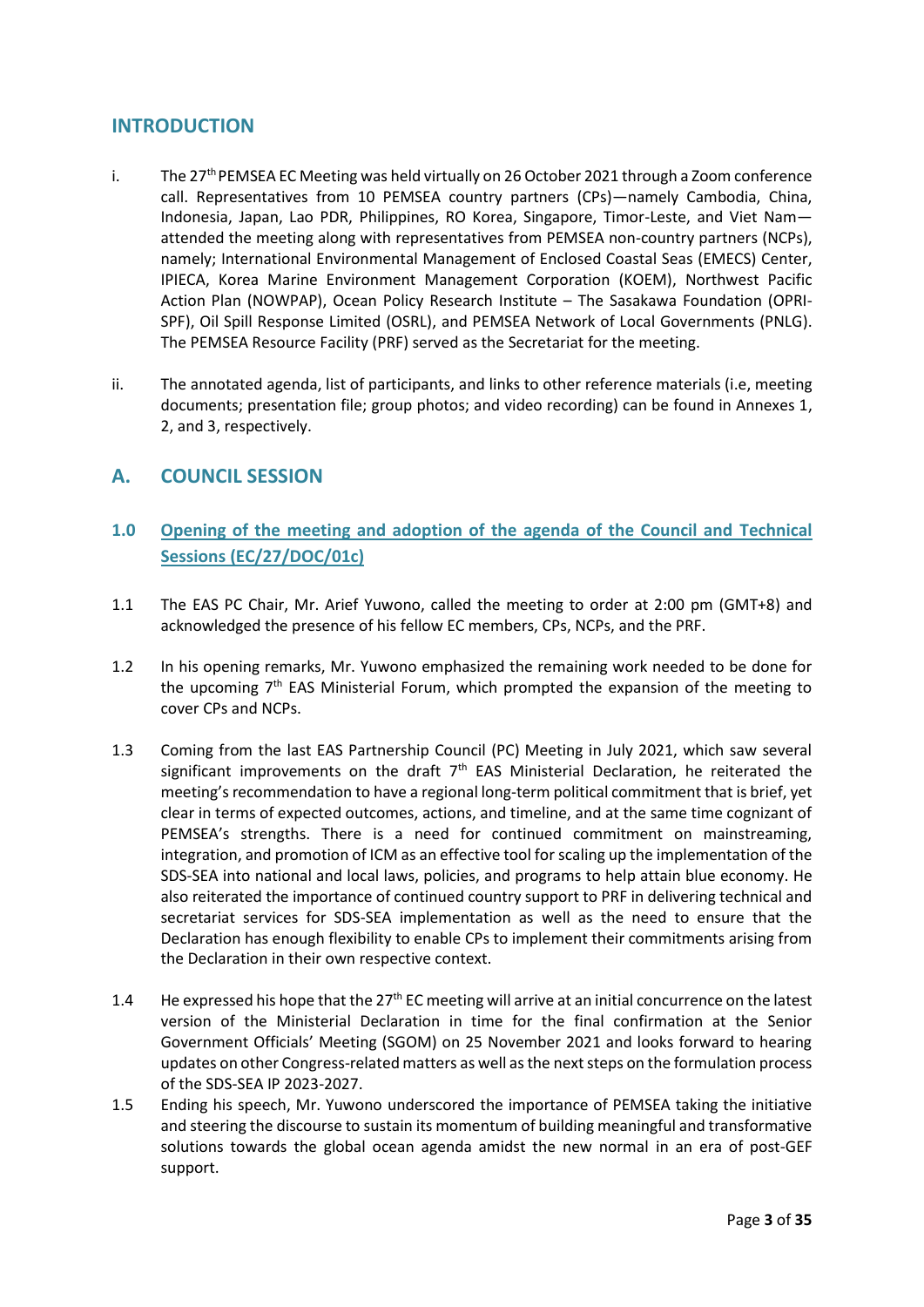## INTRODUCTION

i. The 27th PEMSEA EC Meeting was held virtually on 26 October 2021 through a Zoom conference call. Representatives from 10 PEMSEA country partners (CPs)—namely Cambodia, China, Indonesia, Japan, Lao PDR, Philippines, RO Korea, Singapore, Timor-Leste, and Viet Nam—attended the meeting along with representatives from PEMSEA non-country partners (NCPs), namely; International Environmental Management of Enclosed Coastal Seas (EMECS) Center, IPIECA, Korea Marine Environment Management Corporation (KOEM), Northwest Pacific Action Plan (NOWPAP), Ocean Policy Research Institute – The Sasakawa Foundation (OPRI-SPF), Oil Spill Response Limited (OSRL), and PEMSEA Network of Local Governments (PNLG). The PEMSEA Resource Facility (PRF) served as the Secretariat for the meeting.

ii. The annotated agenda, list of participants, and links to other reference materials (i.e, meeting documents; presentation file; group photos; and video recording) can be found in Annexes 1, 2, and 3, respectively.

## A. COUNCIL SESSION

### 1.0 Opening of the meeting and adoption of the agenda of the Council and Technical Sessions (EC/27/DOC/01c)

1.1 The EAS PC Chair, Mr. Arief Yuwono, called the meeting to order at 2:00 pm (GMT+8) and acknowledged the presence of his fellow EC members, CPs, NCPs, and the PRF.

1.2 In his opening remarks, Mr. Yuwono emphasized the remaining work needed to be done for the upcoming 7th EAS Ministerial Forum, which prompted the expansion of the meeting to cover CPs and NCPs.

1.3 Coming from the last EAS Partnership Council (PC) Meeting in July 2021, which saw several significant improvements on the draft 7th EAS Ministerial Declaration, he reiterated the meeting's recommendation to have a regional long-term political commitment that is brief, yet clear in terms of expected outcomes, actions, and timeline, and at the same time cognizant of PEMSEA's strengths. There is a need for continued commitment on mainstreaming, integration, and promotion of ICM as an effective tool for scaling up the implementation of the SDS-SEA into national and local laws, policies, and programs to help attain blue economy. He also reiterated the importance of continued country support to PRF in delivering technical and secretariat services for SDS-SEA implementation as well as the need to ensure that the Declaration has enough flexibility to enable CPs to implement their commitments arising from the Declaration in their own respective context.

1.4 He expressed his hope that the 27th EC meeting will arrive at an initial concurrence on the latest version of the Ministerial Declaration in time for the final confirmation at the Senior Government Officials' Meeting (SGOM) on 25 November 2021 and looks forward to hearing updates on other Congress-related matters as well as the next steps on the formulation process of the SDS-SEA IP 2023-2027.

1.5 Ending his speech, Mr. Yuwono underscored the importance of PEMSEA taking the initiative and steering the discourse to sustain its momentum of building meaningful and transformative solutions towards the global ocean agenda amidst the new normal in an era of post-GEF support.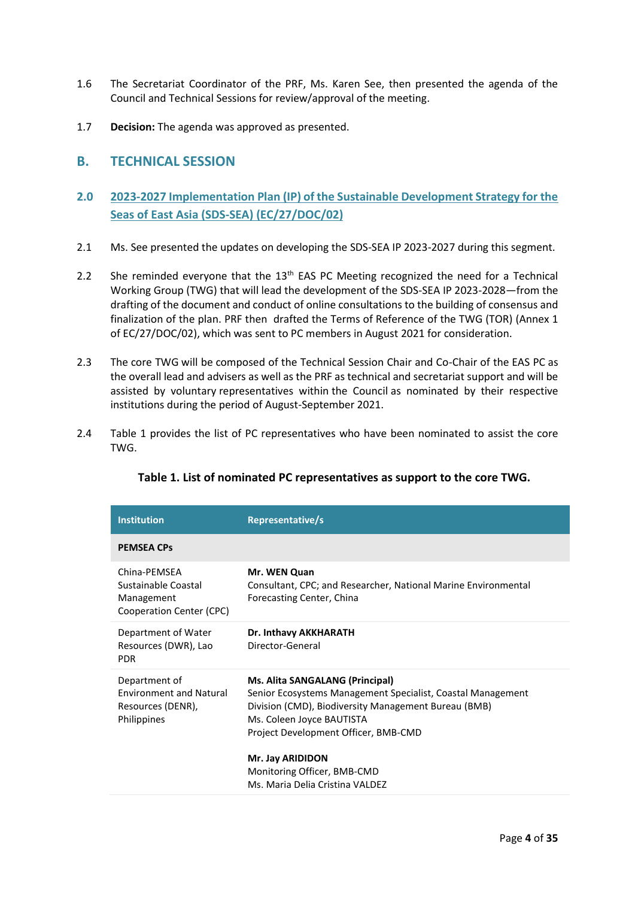1.6 The Secretariat Coordinator of the PRF, Ms. Karen See, then presented the agenda of the Council and Technical Sessions for review/approval of the meeting.

1.7 **Decision:** The agenda was approved as presented.

## B. TECHNICAL SESSION

### 2.0 2023-2027 Implementation Plan (IP) of the Sustainable Development Strategy for the Seas of East Asia (SDS-SEA) (EC/27/DOC/02)

2.1 Ms. See presented the updates on developing the SDS-SEA IP 2023-2027 during this segment.

2.2 She reminded everyone that the 13th EAS PC Meeting recognized the need for a Technical Working Group (TWG) that will lead the development of the SDS-SEA IP 2023-2028—from the drafting of the document and conduct of online consultations to the building of consensus and finalization of the plan. PRF then drafted the Terms of Reference of the TWG (TOR) (Annex 1 of EC/27/DOC/02), which was sent to PC members in August 2021 for consideration.

2.3 The core TWG will be composed of the Technical Session Chair and Co-Chair of the EAS PC as the overall lead and advisers as well as the PRF as technical and secretariat support and will be assisted by voluntary representatives within the Council as nominated by their respective institutions during the period of August-September 2021.

2.4 Table 1 provides the list of PC representatives who have been nominated to assist the core TWG.

**Table 1. List of nominated PC representatives as support to the core TWG.**

| Institution | Representative/s |
|---|---|
| **PEMSEA CPs** | |
| China-PEMSEA Sustainable Coastal Management Cooperation Center (CPC) | **Mr. WEN Quan**<br>Consultant, CPC; and Researcher, National Marine Environmental Forecasting Center, China |
| Department of Water Resources (DWR), Lao PDR | **Dr. Inthavy AKKHARATH**<br>Director-General |
| Department of Environment and Natural Resources (DENR), Philippines | **Ms. Alita SANGALANG (Principal)**<br>Senior Ecosystems Management Specialist, Coastal Management Division (CMD), Biodiversity Management Bureau (BMB)<br>Ms. Coleen Joyce BAUTISTA<br>Project Development Officer, BMB-CMD<br><br>**Mr. Jay ARIDIDON**<br>Monitoring Officer, BMB-CMD<br>Ms. Maria Delia Cristina VALDEZ |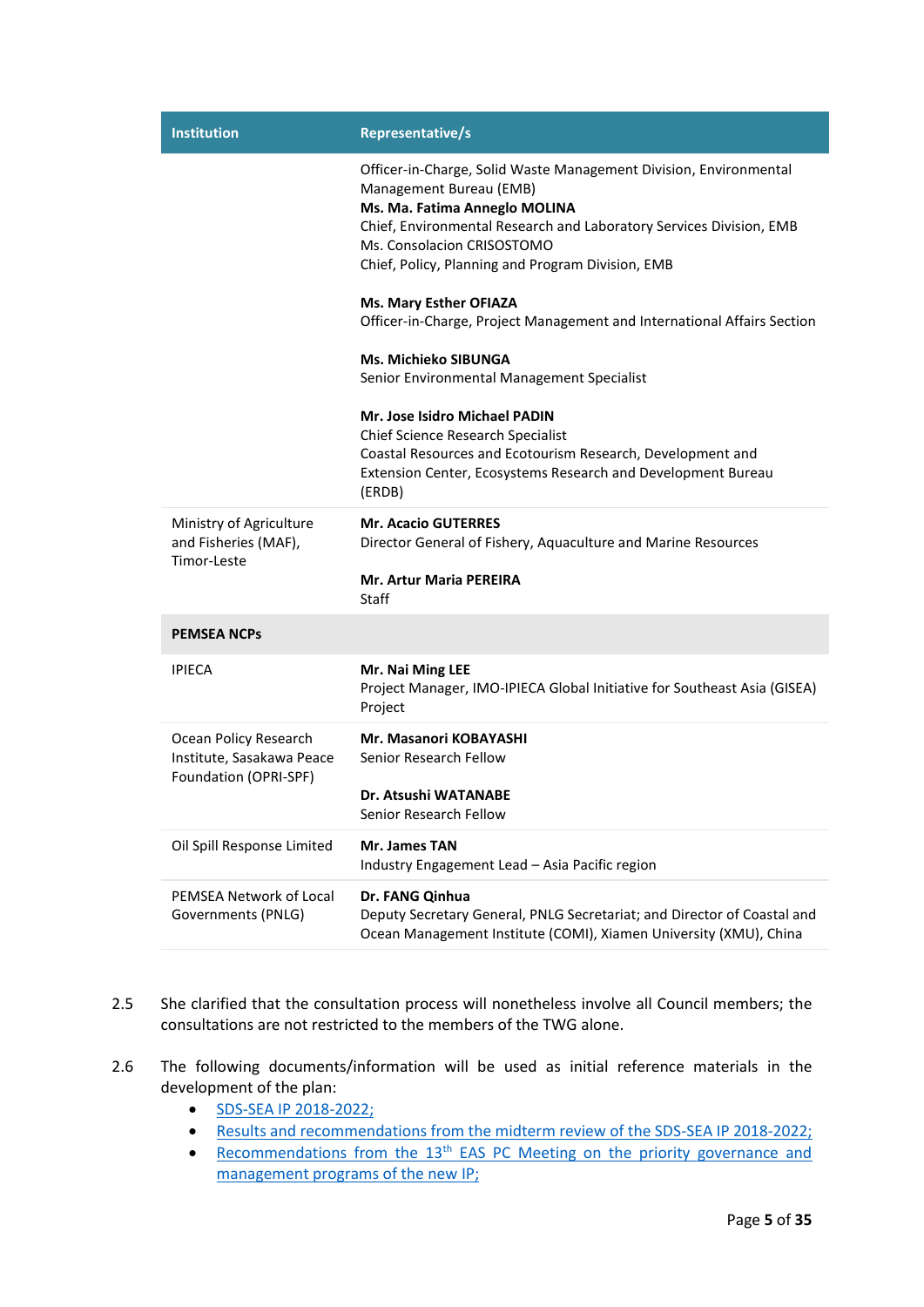| Institution | Representative/s |
|---|---|
| | Officer-in-Charge, Solid Waste Management Division, Environmental Management Bureau (EMB)<br>**Ms. Ma. Fatima Anneglo MOLINA**<br>Chief, Environmental Research and Laboratory Services Division, EMB<br>Ms. Consolacion CRISOSTOMO<br>Chief, Policy, Planning and Program Division, EMB<br><br>**Ms. Mary Esther OFIAZA**<br>Officer-in-Charge, Project Management and International Affairs Section<br><br>**Ms. Michieko SIBUNGA**<br>Senior Environmental Management Specialist<br><br>**Mr. Jose Isidro Michael PADIN**<br>Chief Science Research Specialist<br>Coastal Resources and Ecotourism Research, Development and Extension Center, Ecosystems Research and Development Bureau (ERDB) |
| Ministry of Agriculture and Fisheries (MAF), Timor-Leste | **Mr. Acacio GUTERRES**<br>Director General of Fishery, Aquaculture and Marine Resources<br><br>**Mr. Artur Maria PEREIRA**<br>Staff |
| **PEMSEA NCPs** | |
| IPIECA | **Mr. Nai Ming LEE**<br>Project Manager, IMO-IPIECA Global Initiative for Southeast Asia (GISEA) Project |
| Ocean Policy Research Institute, Sasakawa Peace Foundation (OPRI-SPF) | **Mr. Masanori KOBAYASHI**<br>Senior Research Fellow<br><br>**Dr. Atsushi WATANABE**<br>Senior Research Fellow |
| Oil Spill Response Limited | **Mr. James TAN**<br>Industry Engagement Lead – Asia Pacific region |
| PEMSEA Network of Local Governments (PNLG) | **Dr. FANG Qinhua**<br>Deputy Secretary General, PNLG Secretariat; and Director of Coastal and Ocean Management Institute (COMI), Xiamen University (XMU), China |

2.5 She clarified that the consultation process will nonetheless involve all Council members; the consultations are not restricted to the members of the TWG alone.

2.6 The following documents/information will be used as initial reference materials in the development of the plan:

- SDS-SEA IP 2018-2022;
- Results and recommendations from the midterm review of the SDS-SEA IP 2018-2022;
- Recommendations from the 13th EAS PC Meeting on the priority governance and management programs of the new IP;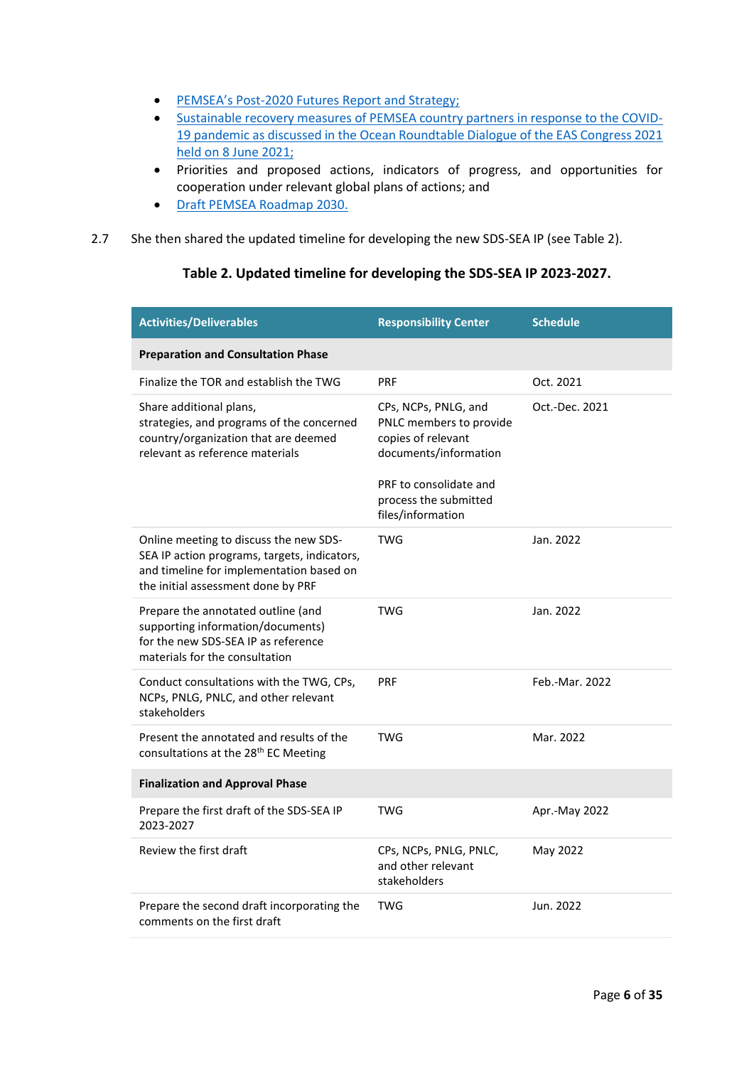- PEMSEA's Post-2020 Futures Report and Strategy;
- Sustainable recovery measures of PEMSEA country partners in response to the COVID-19 pandemic as discussed in the Ocean Roundtable Dialogue of the EAS Congress 2021 held on 8 June 2021;
- Priorities and proposed actions, indicators of progress, and opportunities for cooperation under relevant global plans of actions; and
- Draft PEMSEA Roadmap 2030.

2.7 She then shared the updated timeline for developing the new SDS-SEA IP (see Table 2).

**Table 2. Updated timeline for developing the SDS-SEA IP 2023-2027.**

| Activities/Deliverables | Responsibility Center | Schedule |
|---|---|---|
| **Preparation and Consultation Phase** | | |
| Finalize the TOR and establish the TWG | PRF | Oct. 2021 |
| Share additional plans, strategies, and programs of the concerned country/organization that are deemed relevant as reference materials | CPs, NCPs, PNLG, and PNLC members to provide copies of relevant documents/information<br><br>PRF to consolidate and process the submitted files/information | Oct.-Dec. 2021 |
| Online meeting to discuss the new SDS-SEA IP action programs, targets, indicators, and timeline for implementation based on the initial assessment done by PRF | TWG | Jan. 2022 |
| Prepare the annotated outline (and supporting information/documents) for the new SDS-SEA IP as reference materials for the consultation | TWG | Jan. 2022 |
| Conduct consultations with the TWG, CPs, NCPs, PNLG, PNLC, and other relevant stakeholders | PRF | Feb.-Mar. 2022 |
| Present the annotated and results of the consultations at the 28th EC Meeting | TWG | Mar. 2022 |
| **Finalization and Approval Phase** | | |
| Prepare the first draft of the SDS-SEA IP 2023-2027 | TWG | Apr.-May 2022 |
| Review the first draft | CPs, NCPs, PNLG, PNLC, and other relevant stakeholders | May 2022 |
| Prepare the second draft incorporating the comments on the first draft | TWG | Jun. 2022 |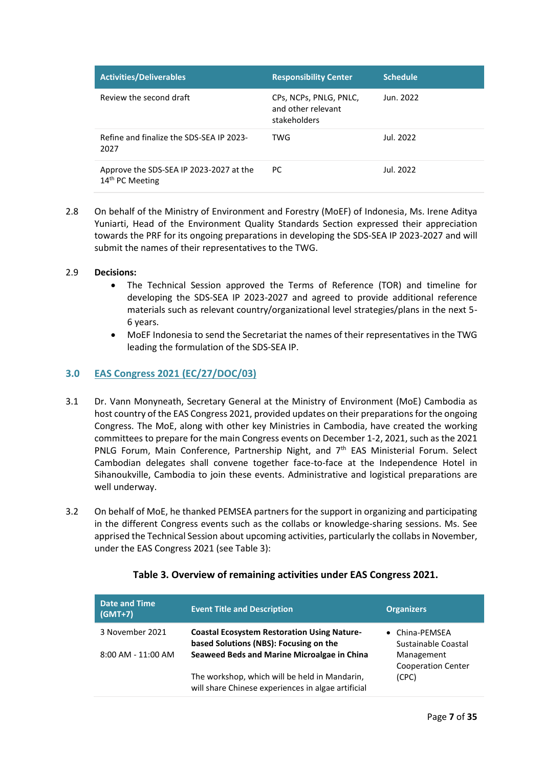| Activities/Deliverables | Responsibility Center | Schedule |
|---|---|---|
| Review the second draft | CPs, NCPs, PNLG, PNLC, and other relevant stakeholders | Jun. 2022 |
| Refine and finalize the SDS-SEA IP 2023-2027 | TWG | Jul. 2022 |
| Approve the SDS-SEA IP 2023-2027 at the 14th PC Meeting | PC | Jul. 2022 |

2.8 On behalf of the Ministry of Environment and Forestry (MoEF) of Indonesia, Ms. Irene Aditya Yuniarti, Head of the Environment Quality Standards Section expressed their appreciation towards the PRF for its ongoing preparations in developing the SDS-SEA IP 2023-2027 and will submit the names of their representatives to the TWG.

2.9 **Decisions:**

- The Technical Session approved the Terms of Reference (TOR) and timeline for developing the SDS-SEA IP 2023-2027 and agreed to provide additional reference materials such as relevant country/organizational level strategies/plans in the next 5-6 years.
- MoEF Indonesia to send the Secretariat the names of their representatives in the TWG leading the formulation of the SDS-SEA IP.

## 3.0 EAS Congress 2021 (EC/27/DOC/03)

3.1 Dr. Vann Monyneath, Secretary General at the Ministry of Environment (MoE) Cambodia as host country of the EAS Congress 2021, provided updates on their preparations for the ongoing Congress. The MoE, along with other key Ministries in Cambodia, have created the working committees to prepare for the main Congress events on December 1-2, 2021, such as the 2021 PNLG Forum, Main Conference, Partnership Night, and 7th EAS Ministerial Forum. Select Cambodian delegates shall convene together face-to-face at the Independence Hotel in Sihanoukville, Cambodia to join these events. Administrative and logistical preparations are well underway.

3.2 On behalf of MoE, he thanked PEMSEA partners for the support in organizing and participating in the different Congress events such as the collabs or knowledge-sharing sessions. Ms. See apprised the Technical Session about upcoming activities, particularly the collabs in November, under the EAS Congress 2021 (see Table 3):

**Table 3. Overview of remaining activities under EAS Congress 2021.**

| Date and Time (GMT+7) | Event Title and Description | Organizers |
|---|---|---|
| 3 November 2021<br><br>8:00 AM - 11:00 AM | **Coastal Ecosystem Restoration Using Nature-based Solutions (NBS): Focusing on the Seaweed Beds and Marine Microalgae in China**<br><br>The workshop, which will be held in Mandarin, will share Chinese experiences in algae artificial | • China-PEMSEA Sustainable Coastal Management Cooperation Center (CPC) |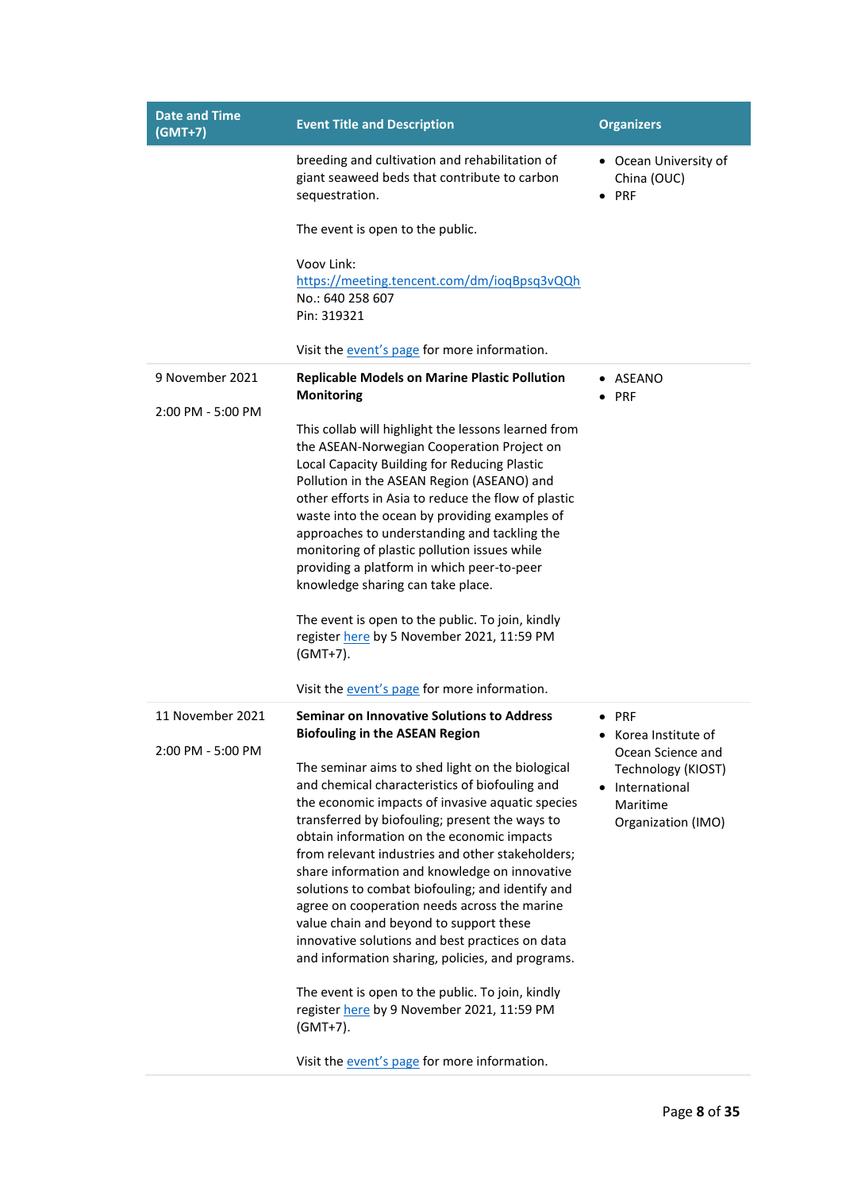| Date and Time (GMT+7) | Event Title and Description | Organizers |
|---|---|---|
| | breeding and cultivation and rehabilitation of giant seaweed beds that contribute to carbon sequestration.<br><br>The event is open to the public.<br><br>Voov Link: [https://meeting.tencent.com/dm/ioqBpsq3vQQh](https://meeting.tencent.com/dm/ioqBpsq3vQQh)<br>No.: 640 258 607<br>Pin: 319321<br><br>Visit the event's page for more information. | • Ocean University of China (OUC)<br>• PRF |
| 9 November 2021<br><br>2:00 PM - 5:00 PM | **Replicable Models on Marine Plastic Pollution Monitoring**<br><br>This collab will highlight the lessons learned from the ASEAN-Norwegian Cooperation Project on Local Capacity Building for Reducing Plastic Pollution in the ASEAN Region (ASEANO) and other efforts in Asia to reduce the flow of plastic waste into the ocean by providing examples of approaches to understanding and tackling the monitoring of plastic pollution issues while providing a platform in which peer-to-peer knowledge sharing can take place.<br><br>The event is open to the public. To join, kindly register here by 5 November 2021, 11:59 PM (GMT+7).<br><br>Visit the event's page for more information. | • ASEANO<br>• PRF |
| 11 November 2021<br><br>2:00 PM - 5:00 PM | **Seminar on Innovative Solutions to Address Biofouling in the ASEAN Region**<br><br>The seminar aims to shed light on the biological and chemical characteristics of biofouling and the economic impacts of invasive aquatic species transferred by biofouling; present the ways to obtain information on the economic impacts from relevant industries and other stakeholders; share information and knowledge on innovative solutions to combat biofouling; and identify and agree on cooperation needs across the marine value chain and beyond to support these innovative solutions and best practices on data and information sharing, policies, and programs.<br><br>The event is open to the public. To join, kindly register here by 9 November 2021, 11:59 PM (GMT+7).<br><br>Visit the event's page for more information. | • PRF<br>• Korea Institute of Ocean Science and Technology (KIOST)<br>• International Maritime Organization (IMO) |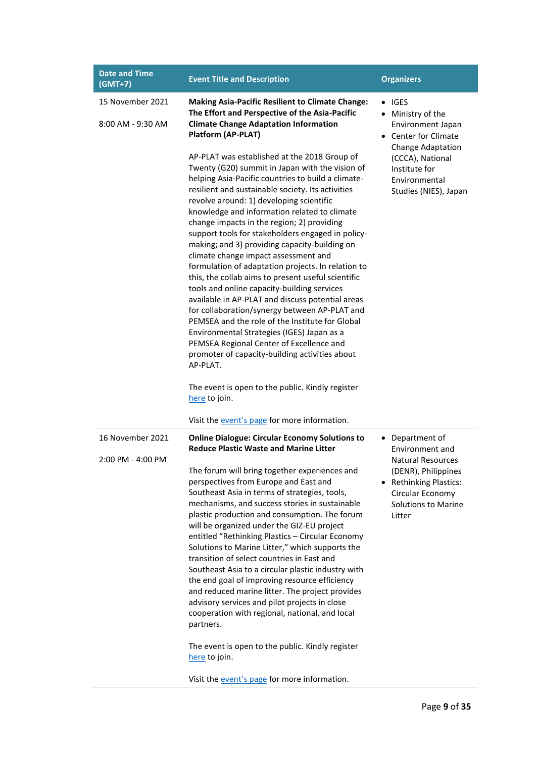| Date and Time (GMT+7) | Event Title and Description | Organizers |
|---|---|---|
| 15 November 2021<br><br>8:00 AM - 9:30 AM | **Making Asia-Pacific Resilient to Climate Change: The Effort and Perspective of the Asia-Pacific Climate Change Adaptation Information Platform (AP-PLAT)**<br><br>AP-PLAT was established at the 2018 Group of Twenty (G20) summit in Japan with the vision of helping Asia-Pacific countries to build a climate-resilient and sustainable society. Its activities revolve around: 1) developing scientific knowledge and information related to climate change impacts in the region; 2) providing support tools for stakeholders engaged in policy-making; and 3) providing capacity-building on climate change impact assessment and formulation of adaptation projects. In relation to this, the collab aims to present useful scientific tools and online capacity-building services available in AP-PLAT and discuss potential areas for collaboration/synergy between AP-PLAT and PEMSEA and the role of the Institute for Global Environmental Strategies (IGES) Japan as a PEMSEA Regional Center of Excellence and promoter of capacity-building activities about AP-PLAT.<br><br>The event is open to the public. Kindly register here to join.<br><br>Visit the event's page for more information. | • IGES<br>• Ministry of the Environment Japan<br>• Center for Climate Change Adaptation (CCCA), National Institute for Environmental Studies (NIES), Japan |
| 16 November 2021<br><br>2:00 PM - 4:00 PM | **Online Dialogue: Circular Economy Solutions to Reduce Plastic Waste and Marine Litter**<br><br>The forum will bring together experiences and perspectives from Europe and East and Southeast Asia in terms of strategies, tools, mechanisms, and success stories in sustainable plastic production and consumption. The forum will be organized under the GIZ-EU project entitled "Rethinking Plastics – Circular Economy Solutions to Marine Litter," which supports the transition of select countries in East and Southeast Asia to a circular plastic industry with the end goal of improving resource efficiency and reduced marine litter. The project provides advisory services and pilot projects in close cooperation with regional, national, and local partners.<br><br>The event is open to the public. Kindly register here to join.<br><br>Visit the event's page for more information. | • Department of Environment and Natural Resources (DENR), Philippines<br>• Rethinking Plastics: Circular Economy Solutions to Marine Litter |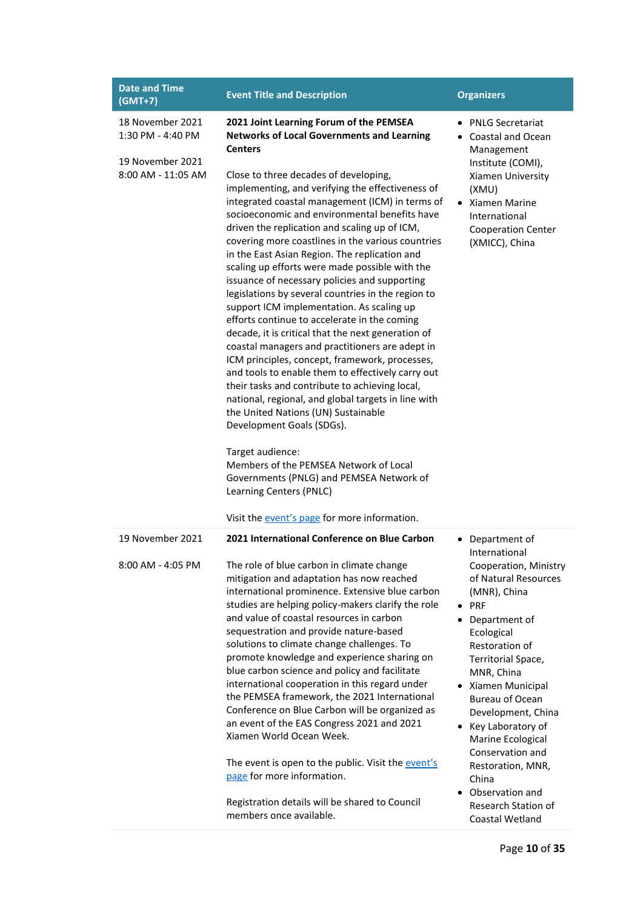| Date and Time (GMT+7) | Event Title and Description | Organizers |
|---|---|---|
| 18 November 2021<br>1:30 PM - 4:40 PM<br><br>19 November 2021<br>8:00 AM - 11:05 AM | **2021 Joint Learning Forum of the PEMSEA Networks of Local Governments and Learning Centers**<br><br>Close to three decades of developing, implementing, and verifying the effectiveness of integrated coastal management (ICM) in terms of socioeconomic and environmental benefits have driven the replication and scaling up of ICM, covering more coastlines in the various countries in the East Asian Region. The replication and scaling up efforts were made possible with the issuance of necessary policies and supporting legislations by several countries in the region to support ICM implementation. As scaling up efforts continue to accelerate in the coming decade, it is critical that the next generation of coastal managers and practitioners are adept in ICM principles, concept, framework, processes, and tools to enable them to effectively carry out their tasks and contribute to achieving local, national, regional, and global targets in line with the United Nations (UN) Sustainable Development Goals (SDGs).<br><br>Target audience:<br>Members of the PEMSEA Network of Local Governments (PNLG) and PEMSEA Network of Learning Centers (PNLC)<br><br>Visit the event's page for more information. | • PNLG Secretariat<br>• Coastal and Ocean Management Institute (COMI), Xiamen University (XMU)<br>• Xiamen Marine International Cooperation Center (XMICC), China |
| 19 November 2021<br><br>8:00 AM - 4:05 PM | **2021 International Conference on Blue Carbon**<br><br>The role of blue carbon in climate change mitigation and adaptation has now reached international prominence. Extensive blue carbon studies are helping policy-makers clarify the role and value of coastal resources in carbon sequestration and provide nature-based solutions to climate change challenges. To promote knowledge and experience sharing on blue carbon science and policy and facilitate international cooperation in this regard under the PEMSEA framework, the 2021 International Conference on Blue Carbon will be organized as an event of the EAS Congress 2021 and 2021 Xiamen World Ocean Week.<br><br>The event is open to the public. Visit the event's page for more information.<br><br>Registration details will be shared to Council members once available. | • Department of International Cooperation, Ministry of Natural Resources (MNR), China<br>• PRF<br>• Department of Ecological Restoration of Territorial Space, MNR, China<br>• Xiamen Municipal Bureau of Ocean Development, China<br>• Key Laboratory of Marine Ecological Conservation and Restoration, MNR, China<br>• Observation and Research Station of Coastal Wetland |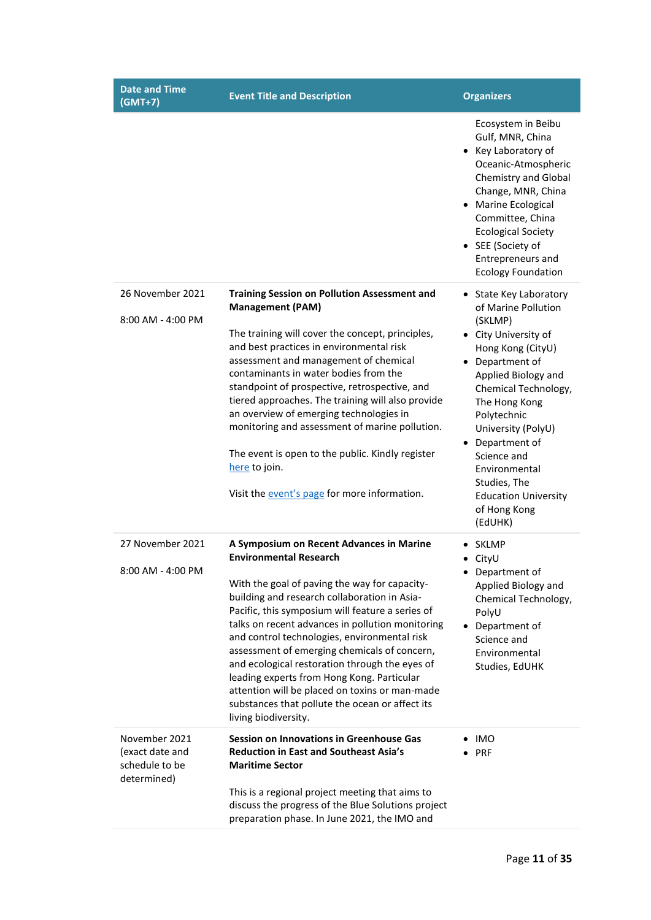| Date and Time (GMT+7) | Event Title and Description | Organizers |
|---|---|---|
| | | Ecosystem in Beibu Gulf, MNR, China<br>• Key Laboratory of Oceanic-Atmospheric Chemistry and Global Change, MNR, China<br>• Marine Ecological Committee, China Ecological Society<br>• SEE (Society of Entrepreneurs and Ecology Foundation |
| 26 November 2021<br><br>8:00 AM - 4:00 PM | **Training Session on Pollution Assessment and Management (PAM)**<br><br>The training will cover the concept, principles, and best practices in environmental risk assessment and management of chemical contaminants in water bodies from the standpoint of prospective, retrospective, and tiered approaches. The training will also provide an overview of emerging technologies in monitoring and assessment of marine pollution.<br><br>The event is open to the public. Kindly register here to join.<br><br>Visit the event's page for more information. | • State Key Laboratory of Marine Pollution (SKLMP)<br>• City University of Hong Kong (CityU)<br>• Department of Applied Biology and Chemical Technology, The Hong Kong Polytechnic University (PolyU)<br>• Department of Science and Environmental Studies, The Education University of Hong Kong (EdUHK) |
| 27 November 2021<br><br>8:00 AM - 4:00 PM | **A Symposium on Recent Advances in Marine Environmental Research**<br><br>With the goal of paving the way for capacity-building and research collaboration in Asia-Pacific, this symposium will feature a series of talks on recent advances in pollution monitoring and control technologies, environmental risk assessment of emerging chemicals of concern, and ecological restoration through the eyes of leading experts from Hong Kong. Particular attention will be placed on toxins or man-made substances that pollute the ocean or affect its living biodiversity. | • SKLMP<br>• CityU<br>• Department of Applied Biology and Chemical Technology, PolyU<br>• Department of Science and Environmental Studies, EdUHK |
| November 2021 (exact date and schedule to be determined) | **Session on Innovations in Greenhouse Gas Reduction in East and Southeast Asia's Maritime Sector**<br><br>This is a regional project meeting that aims to discuss the progress of the Blue Solutions project preparation phase. In June 2021, the IMO and | • IMO<br>• PRF |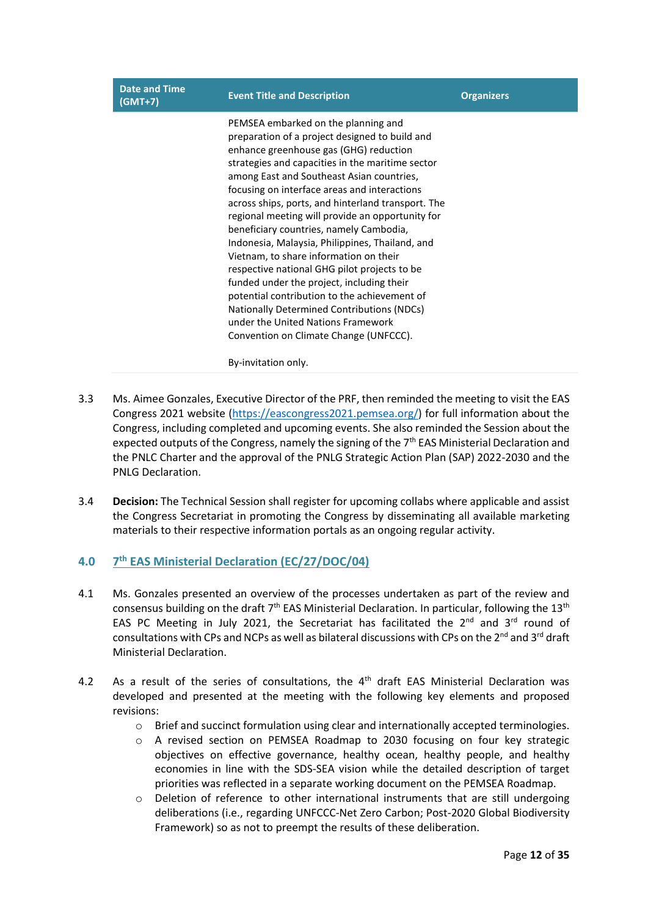| Date and Time (GMT+7) | Event Title and Description | Organizers |
|---|---|---|
| | PEMSEA embarked on the planning and preparation of a project designed to build and enhance greenhouse gas (GHG) reduction strategies and capacities in the maritime sector among East and Southeast Asian countries, focusing on interface areas and interactions across ships, ports, and hinterland transport. The regional meeting will provide an opportunity for beneficiary countries, namely Cambodia, Indonesia, Malaysia, Philippines, Thailand, and Vietnam, to share information on their respective national GHG pilot projects to be funded under the project, including their potential contribution to the achievement of Nationally Determined Contributions (NDCs) under the United Nations Framework Convention on Climate Change (UNFCCC).<br><br>By-invitation only. | |

3.3 Ms. Aimee Gonzales, Executive Director of the PRF, then reminded the meeting to visit the EAS Congress 2021 website (https://eascongress2021.pemsea.org/) for full information about the Congress, including completed and upcoming events. She also reminded the Session about the expected outputs of the Congress, namely the signing of the 7th EAS Ministerial Declaration and the PNLC Charter and the approval of the PNLG Strategic Action Plan (SAP) 2022-2030 and the PNLG Declaration.

3.4 **Decision:** The Technical Session shall register for upcoming collabs where applicable and assist the Congress Secretariat in promoting the Congress by disseminating all available marketing materials to their respective information portals as an ongoing regular activity.

## 4.0 7th EAS Ministerial Declaration (EC/27/DOC/04)

4.1 Ms. Gonzales presented an overview of the processes undertaken as part of the review and consensus building on the draft 7th EAS Ministerial Declaration. In particular, following the 13th EAS PC Meeting in July 2021, the Secretariat has facilitated the 2nd and 3rd round of consultations with CPs and NCPs as well as bilateral discussions with CPs on the 2nd and 3rd draft Ministerial Declaration.

4.2 As a result of the series of consultations, the 4th draft EAS Ministerial Declaration was developed and presented at the meeting with the following key elements and proposed revisions:

- Brief and succinct formulation using clear and internationally accepted terminologies.
- A revised section on PEMSEA Roadmap to 2030 focusing on four key strategic objectives on effective governance, healthy ocean, healthy people, and healthy economies in line with the SDS-SEA vision while the detailed description of target priorities was reflected in a separate working document on the PEMSEA Roadmap.
- Deletion of reference to other international instruments that are still undergoing deliberations (i.e., regarding UNFCCC-Net Zero Carbon; Post-2020 Global Biodiversity Framework) so as not to preempt the results of these deliberation.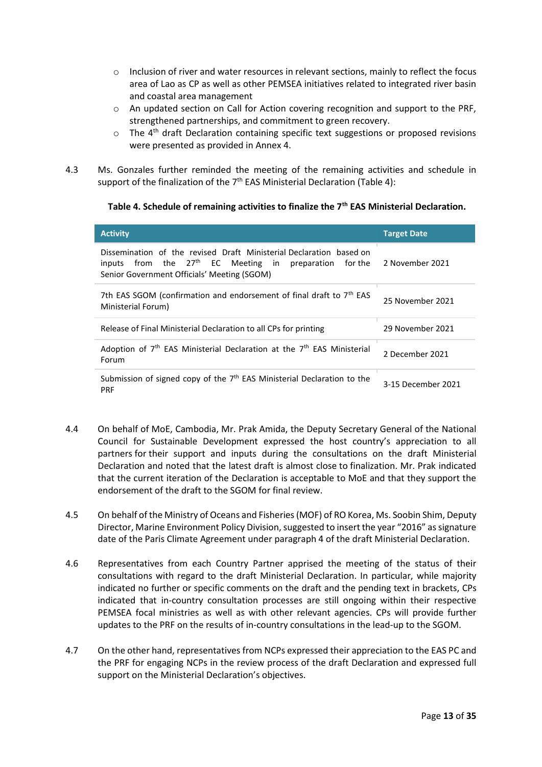- Inclusion of river and water resources in relevant sections, mainly to reflect the focus area of Lao as CP as well as other PEMSEA initiatives related to integrated river basin and coastal area management
- An updated section on Call for Action covering recognition and support to the PRF, strengthened partnerships, and commitment to green recovery.
- The 4th draft Declaration containing specific text suggestions or proposed revisions were presented as provided in Annex 4.

4.3 Ms. Gonzales further reminded the meeting of the remaining activities and schedule in support of the finalization of the 7th EAS Ministerial Declaration (Table 4):

**Table 4. Schedule of remaining activities to finalize the 7th EAS Ministerial Declaration.**

| Activity | Target Date |
|---|---|
| Dissemination of the revised Draft Ministerial Declaration based on inputs from the 27th EC Meeting in preparation for the Senior Government Officials' Meeting (SGOM) | 2 November 2021 |
| 7th EAS SGOM (confirmation and endorsement of final draft to 7th EAS Ministerial Forum) | 25 November 2021 |
| Release of Final Ministerial Declaration to all CPs for printing | 29 November 2021 |
| Adoption of 7th EAS Ministerial Declaration at the 7th EAS Ministerial Forum | 2 December 2021 |
| Submission of signed copy of the 7th EAS Ministerial Declaration to the PRF | 3-15 December 2021 |

4.4 On behalf of MoE, Cambodia, Mr. Prak Amida, the Deputy Secretary General of the National Council for Sustainable Development expressed the host country's appreciation to all partners for their support and inputs during the consultations on the draft Ministerial Declaration and noted that the latest draft is almost close to finalization. Mr. Prak indicated that the current iteration of the Declaration is acceptable to MoE and that they support the endorsement of the draft to the SGOM for final review.

4.5 On behalf of the Ministry of Oceans and Fisheries (MOF) of RO Korea, Ms. Soobin Shim, Deputy Director, Marine Environment Policy Division, suggested to insert the year "2016" as signature date of the Paris Climate Agreement under paragraph 4 of the draft Ministerial Declaration.

4.6 Representatives from each Country Partner apprised the meeting of the status of their consultations with regard to the draft Ministerial Declaration. In particular, while majority indicated no further or specific comments on the draft and the pending text in brackets, CPs indicated that in-country consultation processes are still ongoing within their respective PEMSEA focal ministries as well as with other relevant agencies. CPs will provide further updates to the PRF on the results of in-country consultations in the lead-up to the SGOM.

4.7 On the other hand, representatives from NCPs expressed their appreciation to the EAS PC and the PRF for engaging NCPs in the review process of the draft Declaration and expressed full support on the Ministerial Declaration's objectives.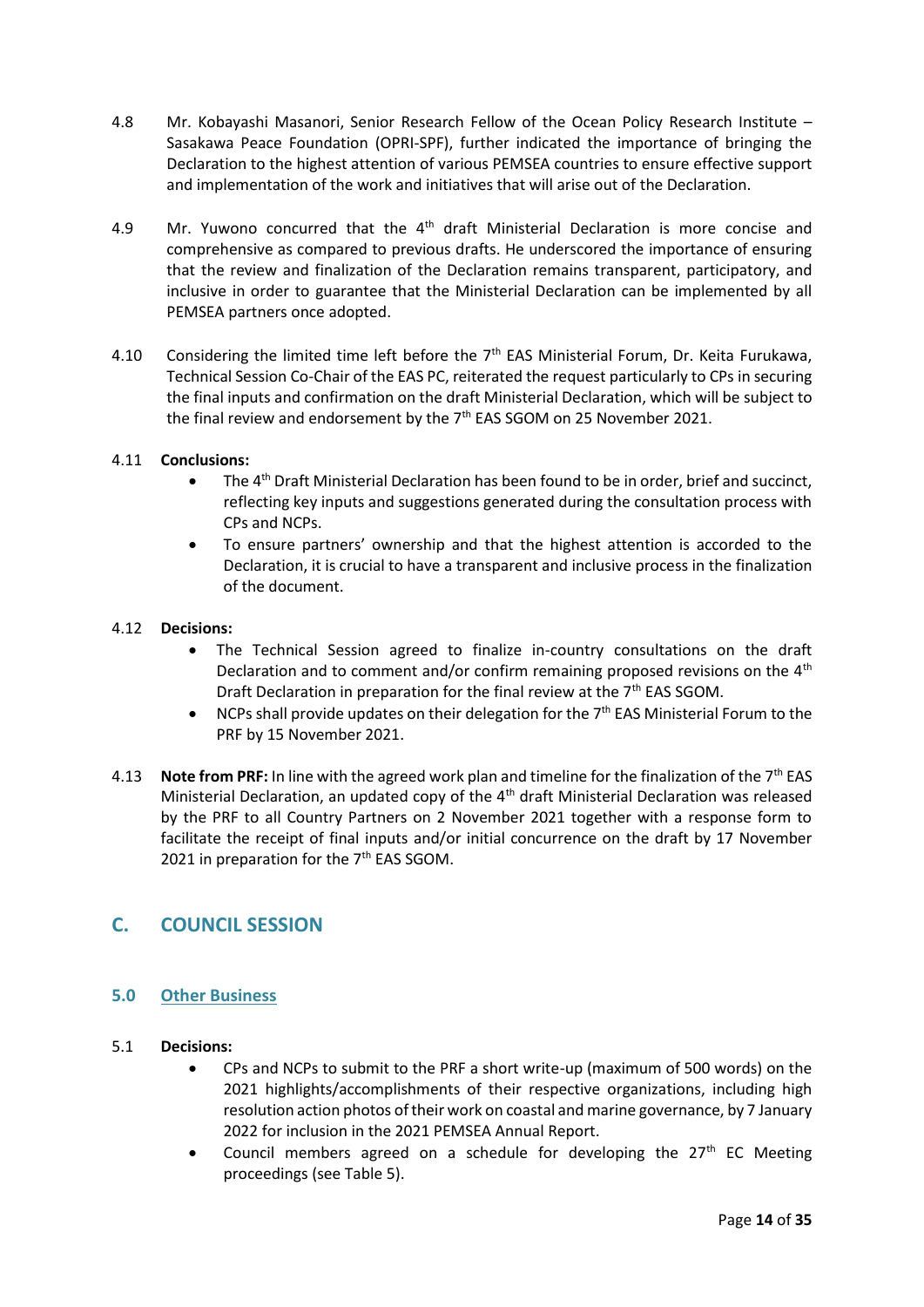4.8 Mr. Kobayashi Masanori, Senior Research Fellow of the Ocean Policy Research Institute – Sasakawa Peace Foundation (OPRI-SPF), further indicated the importance of bringing the Declaration to the highest attention of various PEMSEA countries to ensure effective support and implementation of the work and initiatives that will arise out of the Declaration.

4.9 Mr. Yuwono concurred that the 4th draft Ministerial Declaration is more concise and comprehensive as compared to previous drafts. He underscored the importance of ensuring that the review and finalization of the Declaration remains transparent, participatory, and inclusive in order to guarantee that the Ministerial Declaration can be implemented by all PEMSEA partners once adopted.

4.10 Considering the limited time left before the 7th EAS Ministerial Forum, Dr. Keita Furukawa, Technical Session Co-Chair of the EAS PC, reiterated the request particularly to CPs in securing the final inputs and confirmation on the draft Ministerial Declaration, which will be subject to the final review and endorsement by the 7th EAS SGOM on 25 November 2021.

4.11 **Conclusions:**

- The 4th Draft Ministerial Declaration has been found to be in order, brief and succinct, reflecting key inputs and suggestions generated during the consultation process with CPs and NCPs.
- To ensure partners' ownership and that the highest attention is accorded to the Declaration, it is crucial to have a transparent and inclusive process in the finalization of the document.

4.12 **Decisions:**

- The Technical Session agreed to finalize in-country consultations on the draft Declaration and to comment and/or confirm remaining proposed revisions on the 4th Draft Declaration in preparation for the final review at the 7th EAS SGOM.
- NCPs shall provide updates on their delegation for the 7th EAS Ministerial Forum to the PRF by 15 November 2021.

4.13 **Note from PRF:** In line with the agreed work plan and timeline for the finalization of the 7th EAS Ministerial Declaration, an updated copy of the 4th draft Ministerial Declaration was released by the PRF to all Country Partners on 2 November 2021 together with a response form to facilitate the receipt of final inputs and/or initial concurrence on the draft by 17 November 2021 in preparation for the 7th EAS SGOM.

## C. COUNCIL SESSION

### 5.0 Other Business

5.1 **Decisions:**

- CPs and NCPs to submit to the PRF a short write-up (maximum of 500 words) on the 2021 highlights/accomplishments of their respective organizations, including high resolution action photos of their work on coastal and marine governance, by 7 January 2022 for inclusion in the 2021 PEMSEA Annual Report.
- Council members agreed on a schedule for developing the 27th EC Meeting proceedings (see Table 5).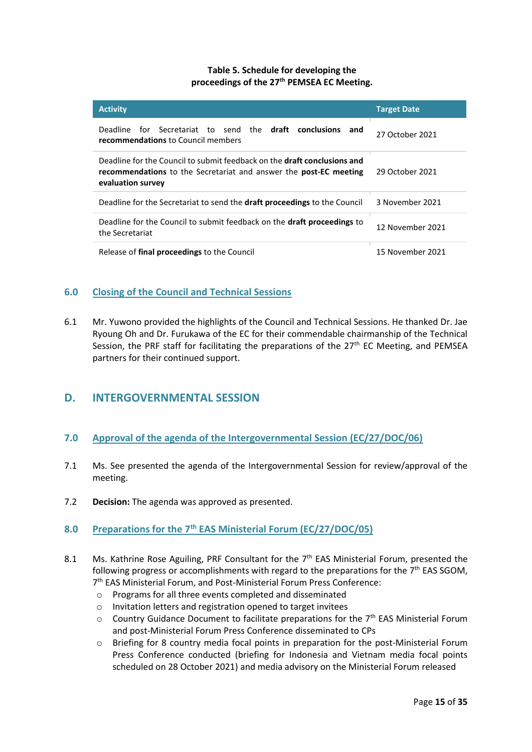**Table 5. Schedule for developing the proceedings of the 27th PEMSEA EC Meeting.**

| Activity | Target Date |
|---|---|
| Deadline for Secretariat to send the **draft conclusions and recommendations** to Council members | 27 October 2021 |
| Deadline for the Council to submit feedback on the **draft conclusions and recommendations** to the Secretariat and answer the **post-EC meeting evaluation survey** | 29 October 2021 |
| Deadline for the Secretariat to send the **draft proceedings** to the Council | 3 November 2021 |
| Deadline for the Council to submit feedback on the **draft proceedings** to the Secretariat | 12 November 2021 |
| Release of **final proceedings** to the Council | 15 November 2021 |

### 6.0 Closing of the Council and Technical Sessions

6.1 Mr. Yuwono provided the highlights of the Council and Technical Sessions. He thanked Dr. Jae Ryoung Oh and Dr. Furukawa of the EC for their commendable chairmanship of the Technical Session, the PRF staff for facilitating the preparations of the 27th EC Meeting, and PEMSEA partners for their continued support.

## D. INTERGOVERNMENTAL SESSION

### 7.0 Approval of the agenda of the Intergovernmental Session (EC/27/DOC/06)

7.1 Ms. See presented the agenda of the Intergovernmental Session for review/approval of the meeting.

7.2 **Decision:** The agenda was approved as presented.

### 8.0 Preparations for the 7th EAS Ministerial Forum (EC/27/DOC/05)

8.1 Ms. Kathrine Rose Aguiling, PRF Consultant for the 7th EAS Ministerial Forum, presented the following progress or accomplishments with regard to the preparations for the 7th EAS SGOM, 7th EAS Ministerial Forum, and Post-Ministerial Forum Press Conference:

- Programs for all three events completed and disseminated
- Invitation letters and registration opened to target invitees
- Country Guidance Document to facilitate preparations for the 7th EAS Ministerial Forum and post-Ministerial Forum Press Conference disseminated to CPs
- Briefing for 8 country media focal points in preparation for the post-Ministerial Forum Press Conference conducted (briefing for Indonesia and Vietnam media focal points scheduled on 28 October 2021) and media advisory on the Ministerial Forum released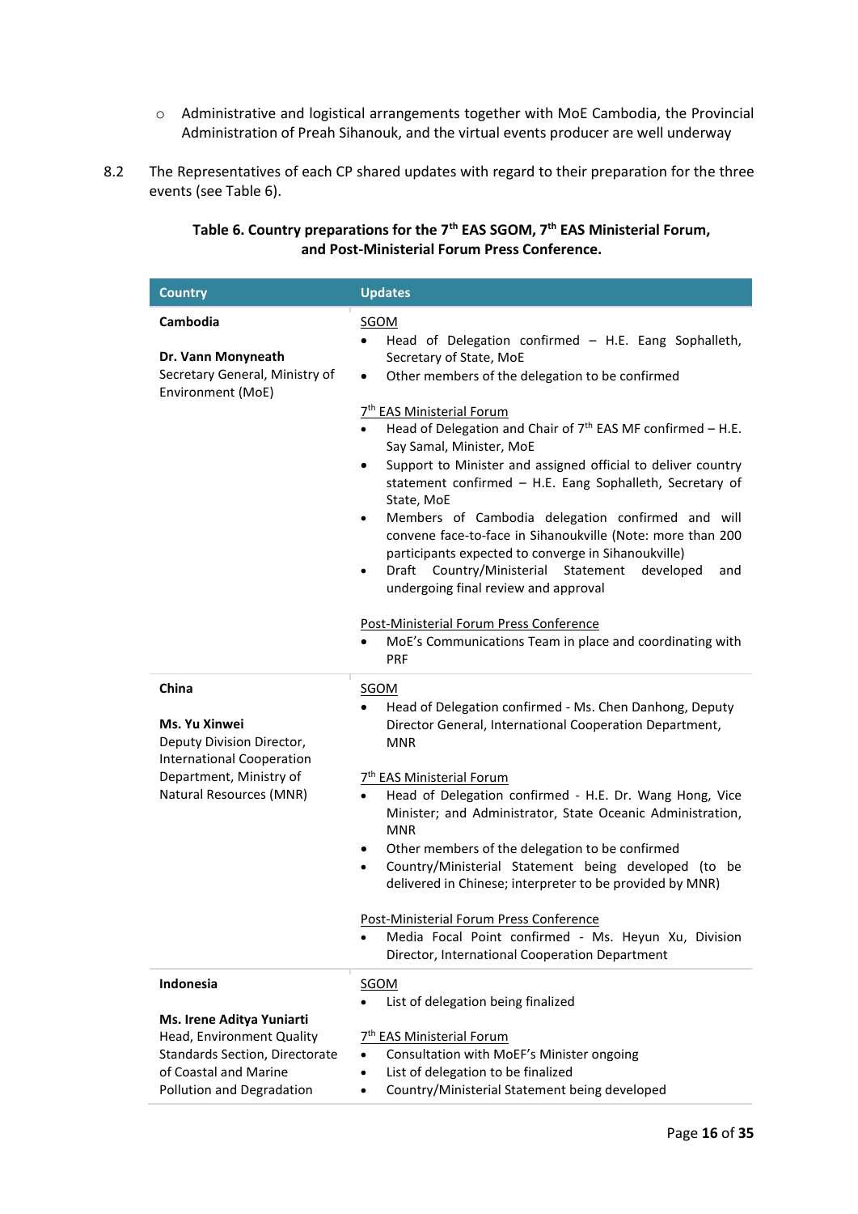- Administrative and logistical arrangements together with MoE Cambodia, the Provincial Administration of Preah Sihanouk, and the virtual events producer are well underway

8.2 The Representatives of each CP shared updates with regard to their preparation for the three events (see Table 6).

**Table 6. Country preparations for the 7th EAS SGOM, 7th EAS Ministerial Forum, and Post-Ministerial Forum Press Conference.**

| Country | Updates |
|---|---|
| **Cambodia**<br><br>**Dr. Vann Monyneath**<br>Secretary General, Ministry of Environment (MoE) | SGOM<br>• Head of Delegation confirmed – H.E. Eang Sophalleth, Secretary of State, MoE<br>• Other members of the delegation to be confirmed<br><br>7th EAS Ministerial Forum<br>• Head of Delegation and Chair of 7th EAS MF confirmed – H.E. Say Samal, Minister, MoE<br>• Support to Minister and assigned official to deliver country statement confirmed – H.E. Eang Sophalleth, Secretary of State, MoE<br>• Members of Cambodia delegation confirmed and will convene face-to-face in Sihanoukville (Note: more than 200 participants expected to converge in Sihanoukville)<br>• Draft Country/Ministerial Statement developed and undergoing final review and approval<br><br>Post-Ministerial Forum Press Conference<br>• MoE's Communications Team in place and coordinating with PRF |
| **China**<br><br>**Ms. Yu Xinwei**<br>Deputy Division Director, International Cooperation Department, Ministry of Natural Resources (MNR) | SGOM<br>• Head of Delegation confirmed - Ms. Chen Danhong, Deputy Director General, International Cooperation Department, MNR<br><br>7th EAS Ministerial Forum<br>• Head of Delegation confirmed - H.E. Dr. Wang Hong, Vice Minister; and Administrator, State Oceanic Administration, MNR<br>• Other members of the delegation to be confirmed<br>• Country/Ministerial Statement being developed (to be delivered in Chinese; interpreter to be provided by MNR)<br><br>Post-Ministerial Forum Press Conference<br>• Media Focal Point confirmed - Ms. Heyun Xu, Division Director, International Cooperation Department |
| **Indonesia**<br><br>**Ms. Irene Aditya Yuniarti**<br>Head, Environment Quality Standards Section, Directorate of Coastal and Marine Pollution and Degradation | SGOM<br>• List of delegation being finalized<br><br>7th EAS Ministerial Forum<br>• Consultation with MoEF's Minister ongoing<br>• List of delegation to be finalized<br>• Country/Ministerial Statement being developed |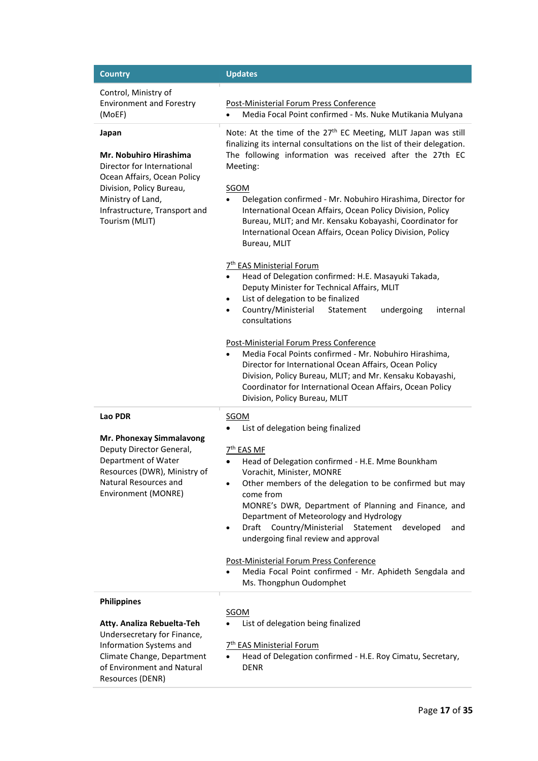| Country | Updates |
|---|---|
| Control, Ministry of Environment and Forestry (MoEF) | Post-Ministerial Forum Press Conference<br>• Media Focal Point confirmed - Ms. Nuke Mutikania Mulyana |
| **Japan**<br><br>**Mr. Nobuhiro Hirashima**<br>Director for International Ocean Affairs, Ocean Policy Division, Policy Bureau, Ministry of Land, Infrastructure, Transport and Tourism (MLIT) | Note: At the time of the 27th EC Meeting, MLIT Japan was still finalizing its internal consultations on the list of their delegation. The following information was received after the 27th EC Meeting:<br><br>SGOM<br>• Delegation confirmed - Mr. Nobuhiro Hirashima, Director for International Ocean Affairs, Ocean Policy Division, Policy Bureau, MLIT; and Mr. Kensaku Kobayashi, Coordinator for International Ocean Affairs, Ocean Policy Division, Policy Bureau, MLIT<br><br>7th EAS Ministerial Forum<br>• Head of Delegation confirmed: H.E. Masayuki Takada, Deputy Minister for Technical Affairs, MLIT<br>• List of delegation to be finalized<br>• Country/Ministerial Statement undergoing internal consultations<br><br>Post-Ministerial Forum Press Conference<br>• Media Focal Points confirmed - Mr. Nobuhiro Hirashima, Director for International Ocean Affairs, Ocean Policy Division, Policy Bureau, MLIT; and Mr. Kensaku Kobayashi, Coordinator for International Ocean Affairs, Ocean Policy Division, Policy Bureau, MLIT |
| **Lao PDR**<br><br>**Mr. Phonexay Simmalavong**<br>Deputy Director General, Department of Water Resources (DWR), Ministry of Natural Resources and Environment (MONRE) | SGOM<br>• List of delegation being finalized<br><br>7th EAS MF<br>• Head of Delegation confirmed - H.E. Mme Bounkham Vorachit, Minister, MONRE<br>• Other members of the delegation to be confirmed but may come from MONRE's DWR, Department of Planning and Finance, and Department of Meteorology and Hydrology<br>• Draft Country/Ministerial Statement developed and undergoing final review and approval<br><br>Post-Ministerial Forum Press Conference<br>• Media Focal Point confirmed - Mr. Aphideth Sengdala and Ms. Thongphun Oudomphet |
| **Philippines**<br><br>**Atty. Analiza Rebuelta-Teh**<br>Undersecretary for Finance, Information Systems and Climate Change, Department of Environment and Natural Resources (DENR) | SGOM<br>• List of delegation being finalized<br><br>7th EAS Ministerial Forum<br>• Head of Delegation confirmed - H.E. Roy Cimatu, Secretary, DENR |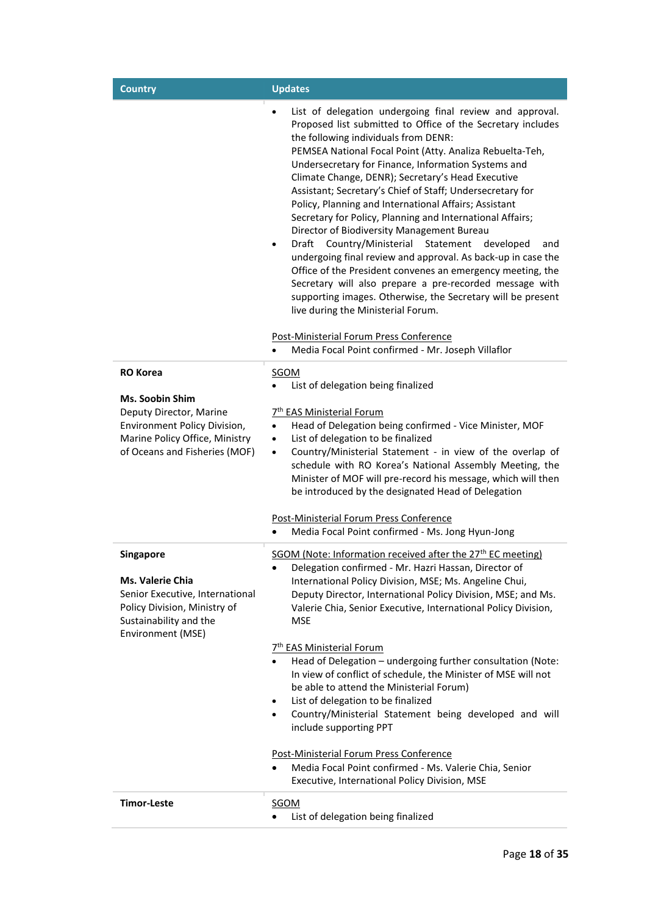| Country | Updates |
|---|---|
| | • List of delegation undergoing final review and approval. Proposed list submitted to Office of the Secretary includes the following individuals from DENR: PEMSEA National Focal Point (Atty. Analiza Rebuelta-Teh, Undersecretary for Finance, Information Systems and Climate Change, DENR); Secretary's Head Executive Assistant; Secretary's Chief of Staff; Undersecretary for Policy, Planning and International Affairs; Assistant Secretary for Policy, Planning and International Affairs; Director of Biodiversity Management Bureau<br>• Draft Country/Ministerial Statement developed and undergoing final review and approval. As back-up in case the Office of the President convenes an emergency meeting, the Secretary will also prepare a pre-recorded message with supporting images. Otherwise, the Secretary will be present live during the Ministerial Forum.<br><br><u>Post-Ministerial Forum Press Conference</u><br>• Media Focal Point confirmed - Mr. Joseph Villaflor |
| **RO Korea**<br><br>**Ms. Soobin Shim**<br>Deputy Director, Marine Environment Policy Division, Marine Policy Office, Ministry of Oceans and Fisheries (MOF) | <u>SGOM</u><br>• List of delegation being finalized<br><br><u>7th EAS Ministerial Forum</u><br>• Head of Delegation being confirmed - Vice Minister, MOF<br>• List of delegation to be finalized<br>• Country/Ministerial Statement - in view of the overlap of schedule with RO Korea's National Assembly Meeting, the Minister of MOF will pre-record his message, which will then be introduced by the designated Head of Delegation<br><br><u>Post-Ministerial Forum Press Conference</u><br>• Media Focal Point confirmed - Ms. Jong Hyun-Jong |
| **Singapore**<br><br>**Ms. Valerie Chia**<br>Senior Executive, International Policy Division, Ministry of Sustainability and the Environment (MSE) | <u>SGOM (Note: Information received after the 27th EC meeting)</u><br>• Delegation confirmed - Mr. Hazri Hassan, Director of International Policy Division, MSE; Ms. Angeline Chui, Deputy Director, International Policy Division, MSE; and Ms. Valerie Chia, Senior Executive, International Policy Division, MSE<br><br><u>7th EAS Ministerial Forum</u><br>• Head of Delegation – undergoing further consultation (Note: In view of conflict of schedule, the Minister of MSE will not be able to attend the Ministerial Forum)<br>• List of delegation to be finalized<br>• Country/Ministerial Statement being developed and will include supporting PPT<br><br><u>Post-Ministerial Forum Press Conference</u><br>• Media Focal Point confirmed - Ms. Valerie Chia, Senior Executive, International Policy Division, MSE |
| **Timor-Leste** | <u>SGOM</u><br>• List of delegation being finalized |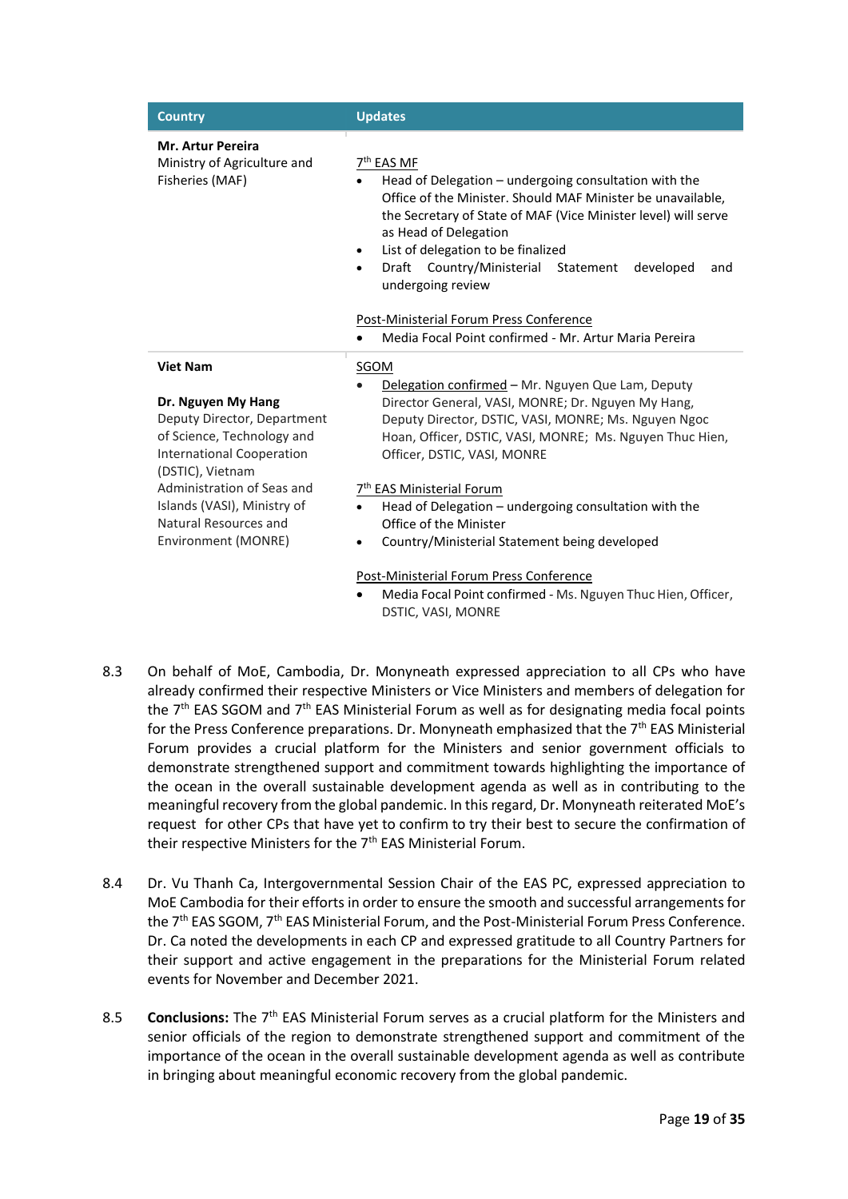| Country | Updates |
| --- | --- |
| **Mr. Artur Pereira**<br>Ministry of Agriculture and Fisheries (MAF) | 7th EAS MF<br>• Head of Delegation – undergoing consultation with the Office of the Minister. Should MAF Minister be unavailable, the Secretary of State of MAF (Vice Minister level) will serve as Head of Delegation<br>• List of delegation to be finalized<br>• Draft Country/Ministerial Statement developed and undergoing review<br><br>Post-Ministerial Forum Press Conference<br>• Media Focal Point confirmed - Mr. Artur Maria Pereira |
| **Viet Nam**<br><br>**Dr. Nguyen My Hang**<br>Deputy Director, Department of Science, Technology and International Cooperation (DSTIC), Vietnam Administration of Seas and Islands (VASI), Ministry of Natural Resources and Environment (MONRE) | SGOM<br>• Delegation confirmed – Mr. Nguyen Que Lam, Deputy Director General, VASI, MONRE; Dr. Nguyen My Hang, Deputy Director, DSTIC, VASI, MONRE; Ms. Nguyen Ngoc Hoan, Officer, DSTIC, VASI, MONRE; Ms. Nguyen Thuc Hien, Officer, DSTIC, VASI, MONRE<br><br>7th EAS Ministerial Forum<br>• Head of Delegation – undergoing consultation with the Office of the Minister<br>• Country/Ministerial Statement being developed<br><br>Post-Ministerial Forum Press Conference<br>• Media Focal Point confirmed - Ms. Nguyen Thuc Hien, Officer, DSTIC, VASI, MONRE |

8.3 On behalf of MoE, Cambodia, Dr. Monyneath expressed appreciation to all CPs who have already confirmed their respective Ministers or Vice Ministers and members of delegation for the 7th EAS SGOM and 7th EAS Ministerial Forum as well as for designating media focal points for the Press Conference preparations. Dr. Monyneath emphasized that the 7th EAS Ministerial Forum provides a crucial platform for the Ministers and senior government officials to demonstrate strengthened support and commitment towards highlighting the importance of the ocean in the overall sustainable development agenda as well as in contributing to the meaningful recovery from the global pandemic. In this regard, Dr. Monyneath reiterated MoE's request for other CPs that have yet to confirm to try their best to secure the confirmation of their respective Ministers for the 7th EAS Ministerial Forum.

8.4 Dr. Vu Thanh Ca, Intergovernmental Session Chair of the EAS PC, expressed appreciation to MoE Cambodia for their efforts in order to ensure the smooth and successful arrangements for the 7th EAS SGOM, 7th EAS Ministerial Forum, and the Post-Ministerial Forum Press Conference. Dr. Ca noted the developments in each CP and expressed gratitude to all Country Partners for their support and active engagement in the preparations for the Ministerial Forum related events for November and December 2021.

8.5 **Conclusions:** The 7th EAS Ministerial Forum serves as a crucial platform for the Ministers and senior officials of the region to demonstrate strengthened support and commitment of the importance of the ocean in the overall sustainable development agenda as well as contribute in bringing about meaningful economic recovery from the global pandemic.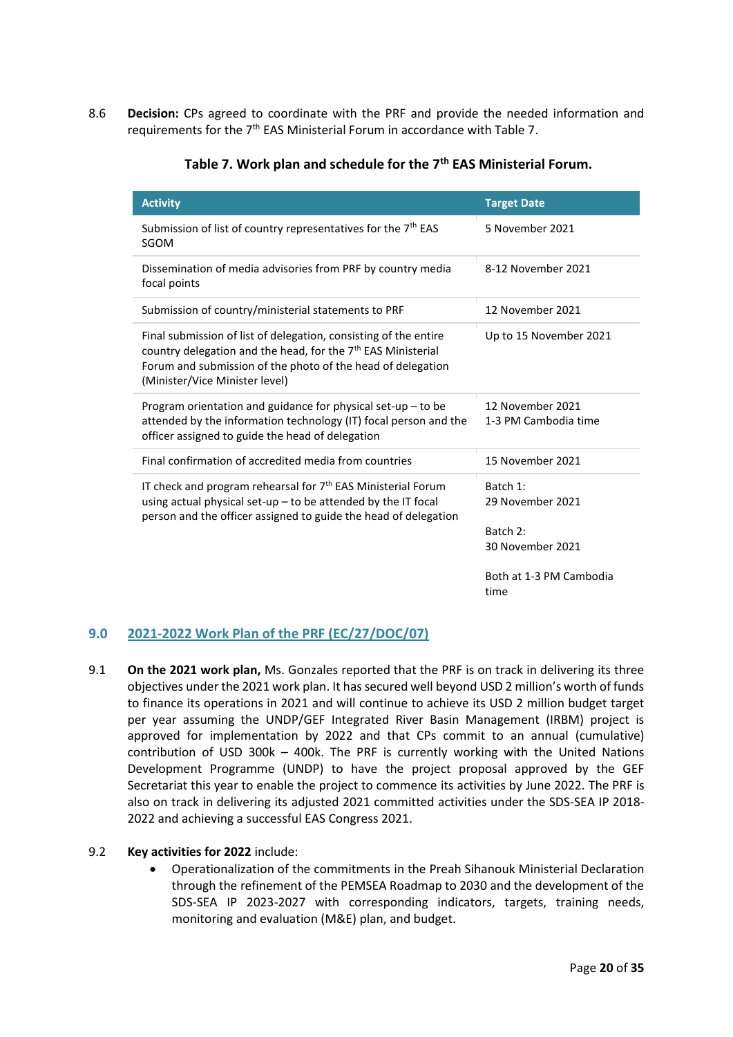8.6 **Decision:** CPs agreed to coordinate with the PRF and provide the needed information and requirements for the 7th EAS Ministerial Forum in accordance with Table 7.

**Table 7. Work plan and schedule for the 7th EAS Ministerial Forum.**

| Activity | Target Date |
|---|---|
| Submission of list of country representatives for the 7th EAS SGOM | 5 November 2021 |
| Dissemination of media advisories from PRF by country media focal points | 8-12 November 2021 |
| Submission of country/ministerial statements to PRF | 12 November 2021 |
| Final submission of list of delegation, consisting of the entire country delegation and the head, for the 7th EAS Ministerial Forum and submission of the photo of the head of delegation (Minister/Vice Minister level) | Up to 15 November 2021 |
| Program orientation and guidance for physical set-up – to be attended by the information technology (IT) focal person and the officer assigned to guide the head of delegation | 12 November 2021<br>1-3 PM Cambodia time |
| Final confirmation of accredited media from countries | 15 November 2021 |
| IT check and program rehearsal for 7th EAS Ministerial Forum using actual physical set-up – to be attended by the IT focal person and the officer assigned to guide the head of delegation | Batch 1:<br>29 November 2021<br>Batch 2:<br>30 November 2021<br>Both at 1-3 PM Cambodia time |

## 9.0 2021-2022 Work Plan of the PRF (EC/27/DOC/07)

9.1 **On the 2021 work plan,** Ms. Gonzales reported that the PRF is on track in delivering its three objectives under the 2021 work plan. It has secured well beyond USD 2 million's worth of funds to finance its operations in 2021 and will continue to achieve its USD 2 million budget target per year assuming the UNDP/GEF Integrated River Basin Management (IRBM) project is approved for implementation by 2022 and that CPs commit to an annual (cumulative) contribution of USD 300k – 400k. The PRF is currently working with the United Nations Development Programme (UNDP) to have the project proposal approved by the GEF Secretariat this year to enable the project to commence its activities by June 2022. The PRF is also on track in delivering its adjusted 2021 committed activities under the SDS-SEA IP 2018-2022 and achieving a successful EAS Congress 2021.

9.2 **Key activities for 2022** include:

- Operationalization of the commitments in the Preah Sihanouk Ministerial Declaration through the refinement of the PEMSEA Roadmap to 2030 and the development of the SDS-SEA IP 2023-2027 with corresponding indicators, targets, training needs, monitoring and evaluation (M&E) plan, and budget.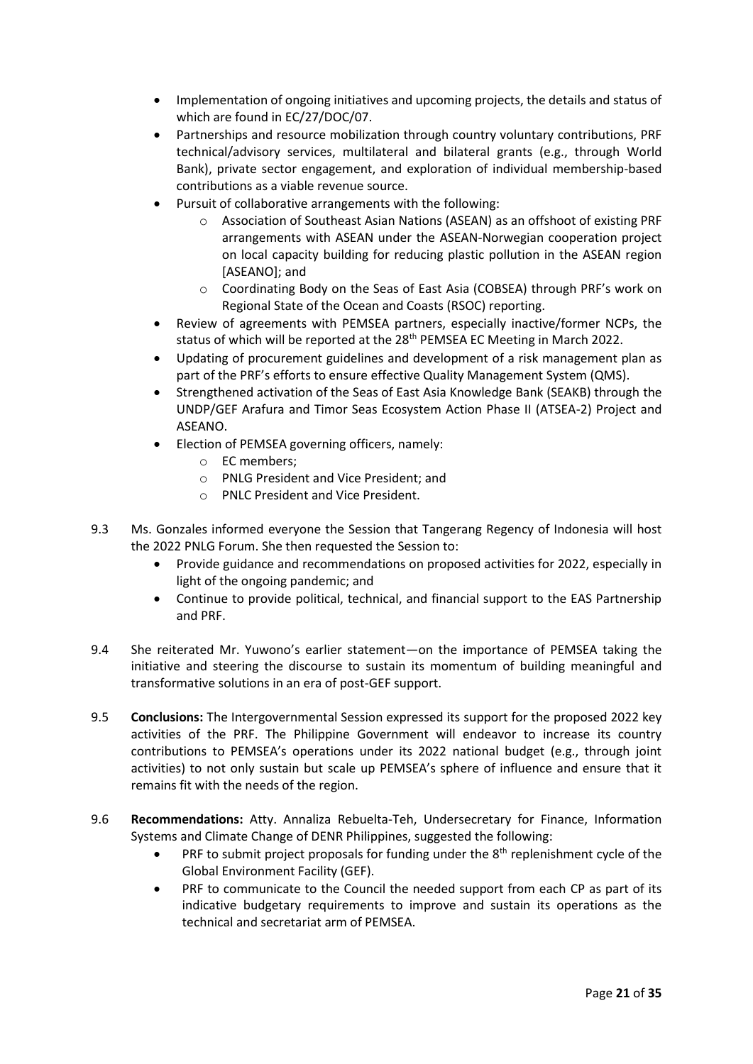- Implementation of ongoing initiatives and upcoming projects, the details and status of which are found in EC/27/DOC/07.
- Partnerships and resource mobilization through country voluntary contributions, PRF technical/advisory services, multilateral and bilateral grants (e.g., through World Bank), private sector engagement, and exploration of individual membership-based contributions as a viable revenue source.
- Pursuit of collaborative arrangements with the following:
  - Association of Southeast Asian Nations (ASEAN) as an offshoot of existing PRF arrangements with ASEAN under the ASEAN-Norwegian cooperation project on local capacity building for reducing plastic pollution in the ASEAN region [ASEANO]; and
  - Coordinating Body on the Seas of East Asia (COBSEA) through PRF's work on Regional State of the Ocean and Coasts (RSOC) reporting.
- Review of agreements with PEMSEA partners, especially inactive/former NCPs, the status of which will be reported at the 28th PEMSEA EC Meeting in March 2022.
- Updating of procurement guidelines and development of a risk management plan as part of the PRF's efforts to ensure effective Quality Management System (QMS).
- Strengthened activation of the Seas of East Asia Knowledge Bank (SEAKB) through the UNDP/GEF Arafura and Timor Seas Ecosystem Action Phase II (ATSEA-2) Project and ASEANO.
- Election of PEMSEA governing officers, namely:
  - EC members;
  - PNLG President and Vice President; and
  - PNLC President and Vice President.

9.3 Ms. Gonzales informed everyone the Session that Tangerang Regency of Indonesia will host the 2022 PNLG Forum. She then requested the Session to:

- Provide guidance and recommendations on proposed activities for 2022, especially in light of the ongoing pandemic; and
- Continue to provide political, technical, and financial support to the EAS Partnership and PRF.

9.4 She reiterated Mr. Yuwono's earlier statement—on the importance of PEMSEA taking the initiative and steering the discourse to sustain its momentum of building meaningful and transformative solutions in an era of post-GEF support.

9.5 **Conclusions:** The Intergovernmental Session expressed its support for the proposed 2022 key activities of the PRF. The Philippine Government will endeavor to increase its country contributions to PEMSEA's operations under its 2022 national budget (e.g., through joint activities) to not only sustain but scale up PEMSEA's sphere of influence and ensure that it remains fit with the needs of the region.

9.6 **Recommendations:** Atty. Annaliza Rebuelta-Teh, Undersecretary for Finance, Information Systems and Climate Change of DENR Philippines, suggested the following:

- PRF to submit project proposals for funding under the 8th replenishment cycle of the Global Environment Facility (GEF).
- PRF to communicate to the Council the needed support from each CP as part of its indicative budgetary requirements to improve and sustain its operations as the technical and secretariat arm of PEMSEA.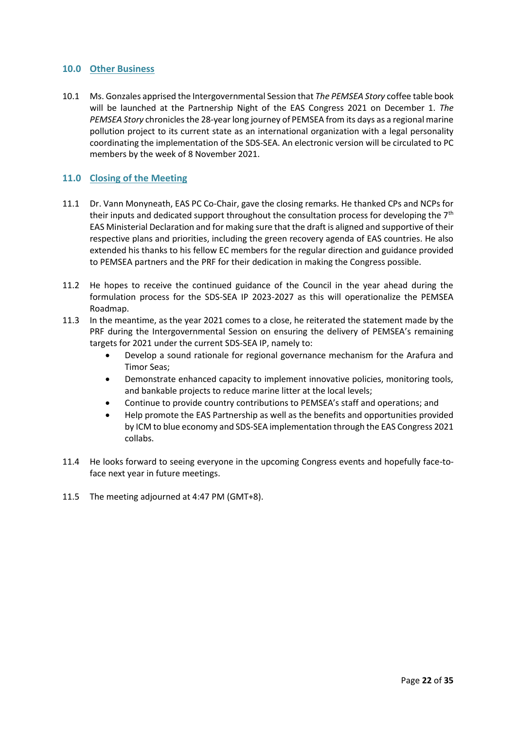## 10.0 Other Business

10.1 Ms. Gonzales apprised the Intergovernmental Session that *The PEMSEA Story* coffee table book will be launched at the Partnership Night of the EAS Congress 2021 on December 1. *The PEMSEA Story* chronicles the 28-year long journey of PEMSEA from its days as a regional marine pollution project to its current state as an international organization with a legal personality coordinating the implementation of the SDS-SEA. An electronic version will be circulated to PC members by the week of 8 November 2021.

## 11.0 Closing of the Meeting

11.1 Dr. Vann Monyneath, EAS PC Co-Chair, gave the closing remarks. He thanked CPs and NCPs for their inputs and dedicated support throughout the consultation process for developing the 7th EAS Ministerial Declaration and for making sure that the draft is aligned and supportive of their respective plans and priorities, including the green recovery agenda of EAS countries. He also extended his thanks to his fellow EC members for the regular direction and guidance provided to PEMSEA partners and the PRF for their dedication in making the Congress possible.

11.2 He hopes to receive the continued guidance of the Council in the year ahead during the formulation process for the SDS-SEA IP 2023-2027 as this will operationalize the PEMSEA Roadmap.

11.3 In the meantime, as the year 2021 comes to a close, he reiterated the statement made by the PRF during the Intergovernmental Session on ensuring the delivery of PEMSEA's remaining targets for 2021 under the current SDS-SEA IP, namely to:

- Develop a sound rationale for regional governance mechanism for the Arafura and Timor Seas;
- Demonstrate enhanced capacity to implement innovative policies, monitoring tools, and bankable projects to reduce marine litter at the local levels;
- Continue to provide country contributions to PEMSEA's staff and operations; and
- Help promote the EAS Partnership as well as the benefits and opportunities provided by ICM to blue economy and SDS-SEA implementation through the EAS Congress 2021 collabs.

11.4 He looks forward to seeing everyone in the upcoming Congress events and hopefully face-to-face next year in future meetings.

11.5 The meeting adjourned at 4:47 PM (GMT+8).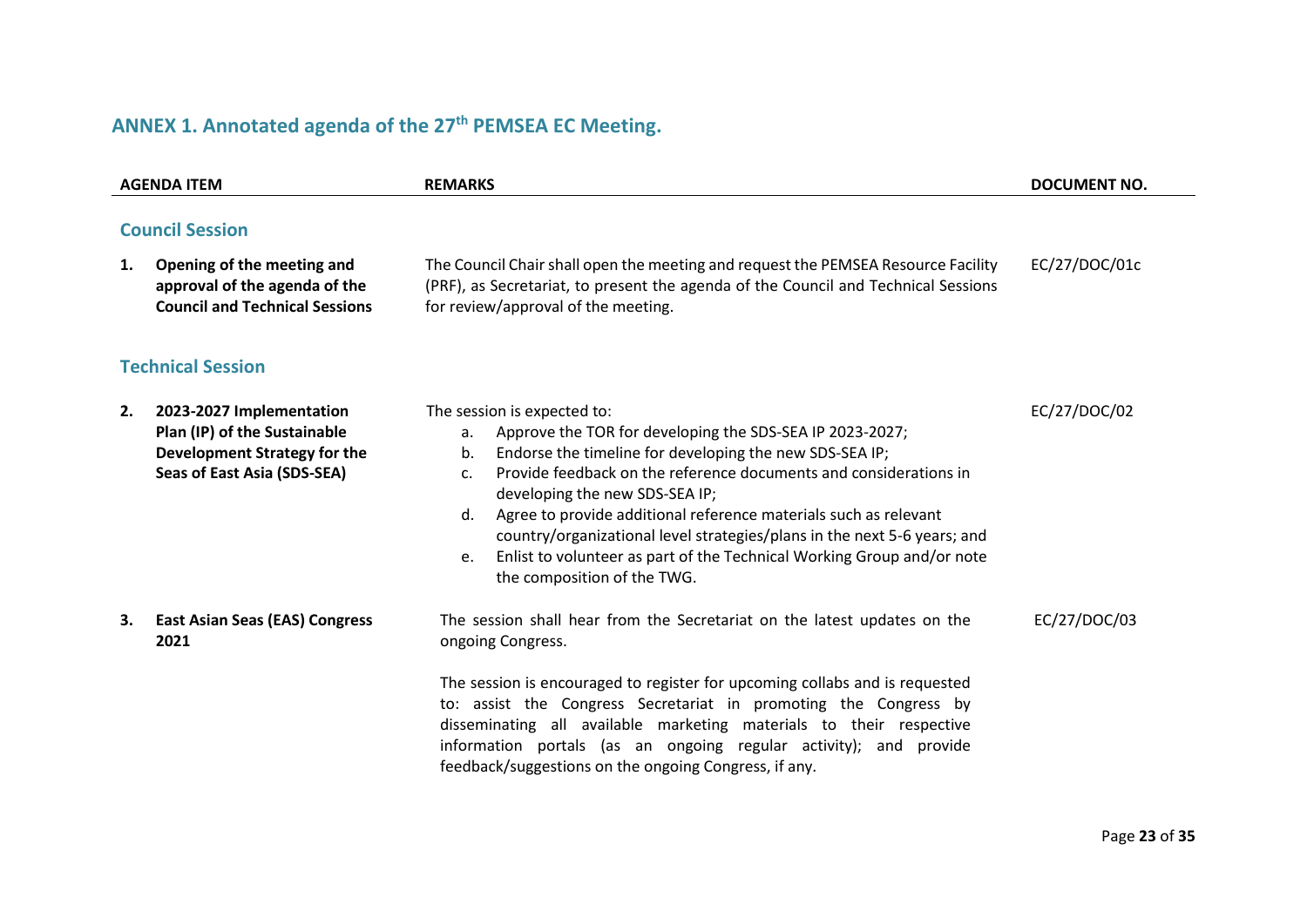## ANNEX 1. Annotated agenda of the 27th PEMSEA EC Meeting.

| AGENDA ITEM | REMARKS | DOCUMENT NO. |
|---|---|---|
| **Council Session** | | |
| **1. Opening of the meeting and approval of the agenda of the Council and Technical Sessions** | The Council Chair shall open the meeting and request the PEMSEA Resource Facility (PRF), as Secretariat, to present the agenda of the Council and Technical Sessions for review/approval of the meeting. | EC/27/DOC/01c |
| **Technical Session** | | |
| **2. 2023-2027 Implementation Plan (IP) of the Sustainable Development Strategy for the Seas of East Asia (SDS-SEA)** | The session is expected to:<br>a. Approve the TOR for developing the SDS-SEA IP 2023-2027;<br>b. Endorse the timeline for developing the new SDS-SEA IP;<br>c. Provide feedback on the reference documents and considerations in developing the new SDS-SEA IP;<br>d. Agree to provide additional reference materials such as relevant country/organizational level strategies/plans in the next 5-6 years; and<br>e. Enlist to volunteer as part of the Technical Working Group and/or note the composition of the TWG. | EC/27/DOC/02 |
| **3. East Asian Seas (EAS) Congress 2021** | The session shall hear from the Secretariat on the latest updates on the ongoing Congress.<br><br>The session is encouraged to register for upcoming collabs and is requested to: assist the Congress Secretariat in promoting the Congress by disseminating all available marketing materials to their respective information portals (as an ongoing regular activity); and provide feedback/suggestions on the ongoing Congress, if any. | EC/27/DOC/03 |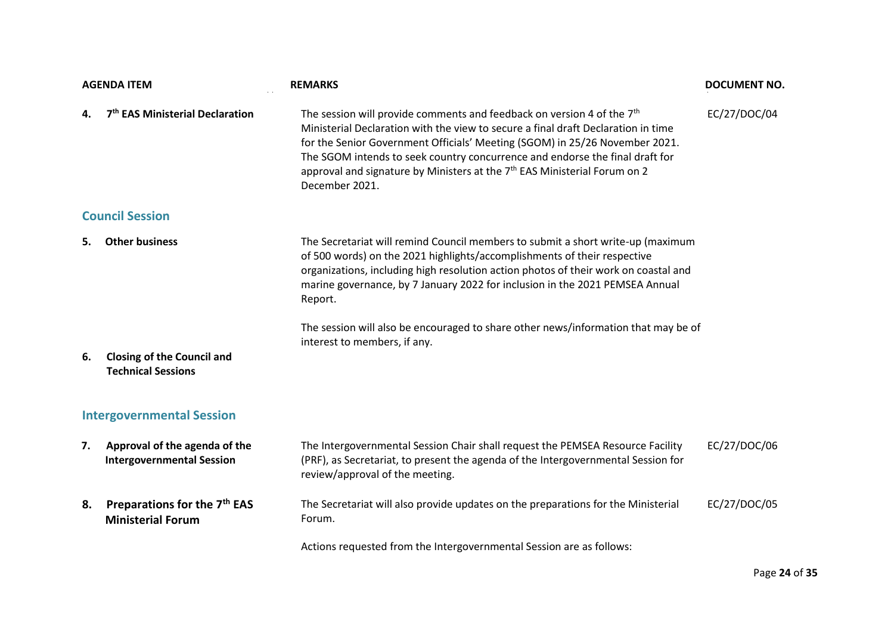| AGENDA ITEM | REMARKS | DOCUMENT NO. |
|---|---|---|
| **4. 7th EAS Ministerial Declaration** | The session will provide comments and feedback on version 4 of the 7th Ministerial Declaration with the view to secure a final draft Declaration in time for the Senior Government Officials' Meeting (SGOM) in 25/26 November 2021. The SGOM intends to seek country concurrence and endorse the final draft for approval and signature by Ministers at the 7th EAS Ministerial Forum on 2 December 2021. | EC/27/DOC/04 |

## Council Session

| | | |
|---|---|---|
| **5. Other business** | The Secretariat will remind Council members to submit a short write-up (maximum of 500 words) on the 2021 highlights/accomplishments of their respective organizations, including high resolution action photos of their work on coastal and marine governance, by 7 January 2022 for inclusion in the 2021 PEMSEA Annual Report.<br><br>The session will also be encouraged to share other news/information that may be of interest to members, if any. | |
| **6. Closing of the Council and Technical Sessions** | | |

## Intergovernmental Session

| | | |
|---|---|---|
| **7. Approval of the agenda of the Intergovernmental Session** | The Intergovernmental Session Chair shall request the PEMSEA Resource Facility (PRF), as Secretariat, to present the agenda of the Intergovernmental Session for review/approval of the meeting. | EC/27/DOC/06 |
| **8. Preparations for the 7th EAS Ministerial Forum** | The Secretariat will also provide updates on the preparations for the Ministerial Forum.<br><br>Actions requested from the Intergovernmental Session are as follows: | EC/27/DOC/05 |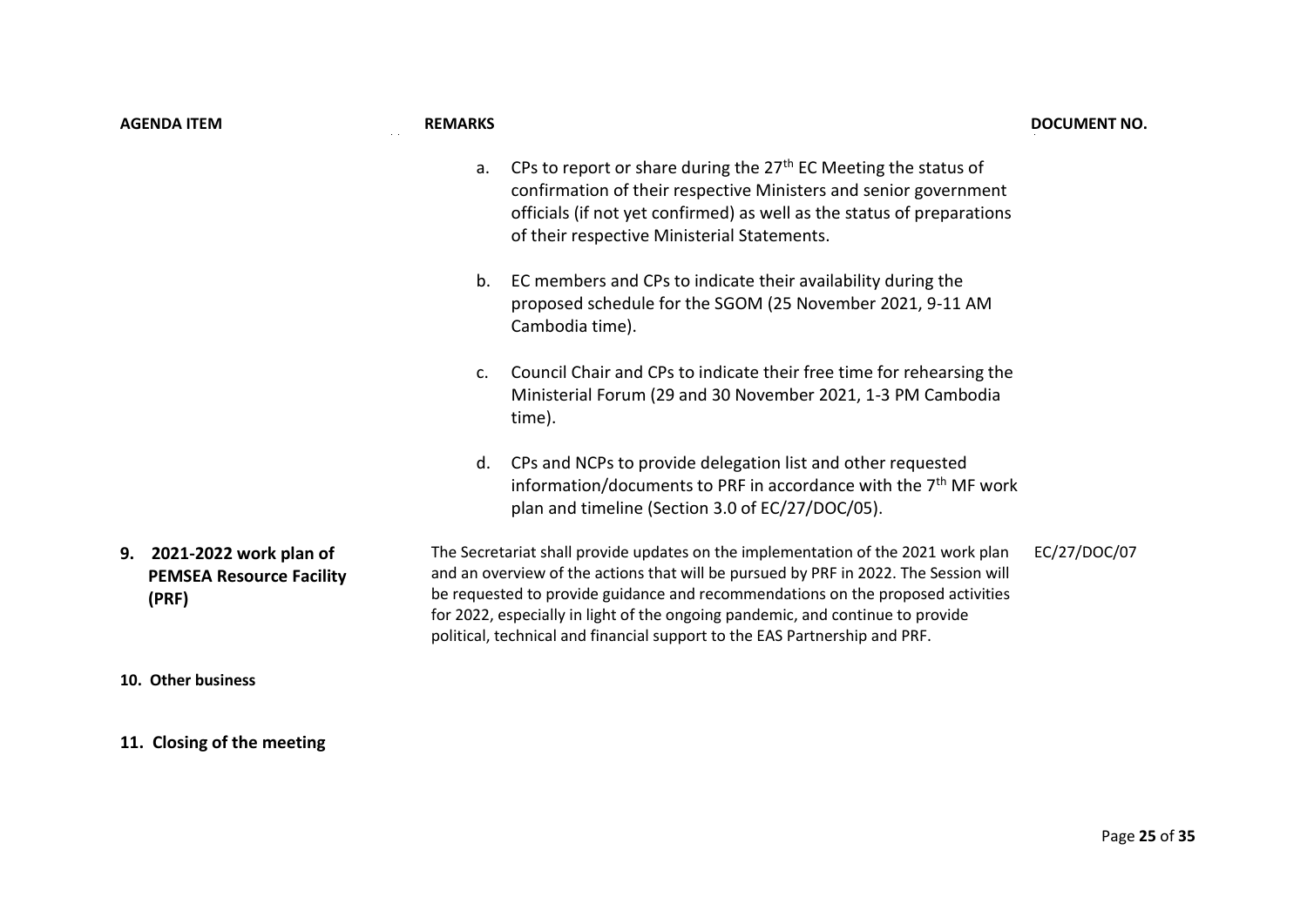| AGENDA ITEM | REMARKS | DOCUMENT NO. |
| --- | --- | --- |
| | a. CPs to report or share during the 27th EC Meeting the status of confirmation of their respective Ministers and senior government officials (if not yet confirmed) as well as the status of preparations of their respective Ministerial Statements.<br><br>b. EC members and CPs to indicate their availability during the proposed schedule for the SGOM (25 November 2021, 9-11 AM Cambodia time).<br><br>c. Council Chair and CPs to indicate their free time for rehearsing the Ministerial Forum (29 and 30 November 2021, 1-3 PM Cambodia time).<br><br>d. CPs and NCPs to provide delegation list and other requested information/documents to PRF in accordance with the 7th MF work plan and timeline (Section 3.0 of EC/27/DOC/05). | |
| **9. 2021-2022 work plan of PEMSEA Resource Facility (PRF)** | The Secretariat shall provide updates on the implementation of the 2021 work plan and an overview of the actions that will be pursued by PRF in 2022. The Session will be requested to provide guidance and recommendations on the proposed activities for 2022, especially in light of the ongoing pandemic, and continue to provide political, technical and financial support to the EAS Partnership and PRF. | EC/27/DOC/07 |
| **10. Other business** | | |
| **11. Closing of the meeting** | | |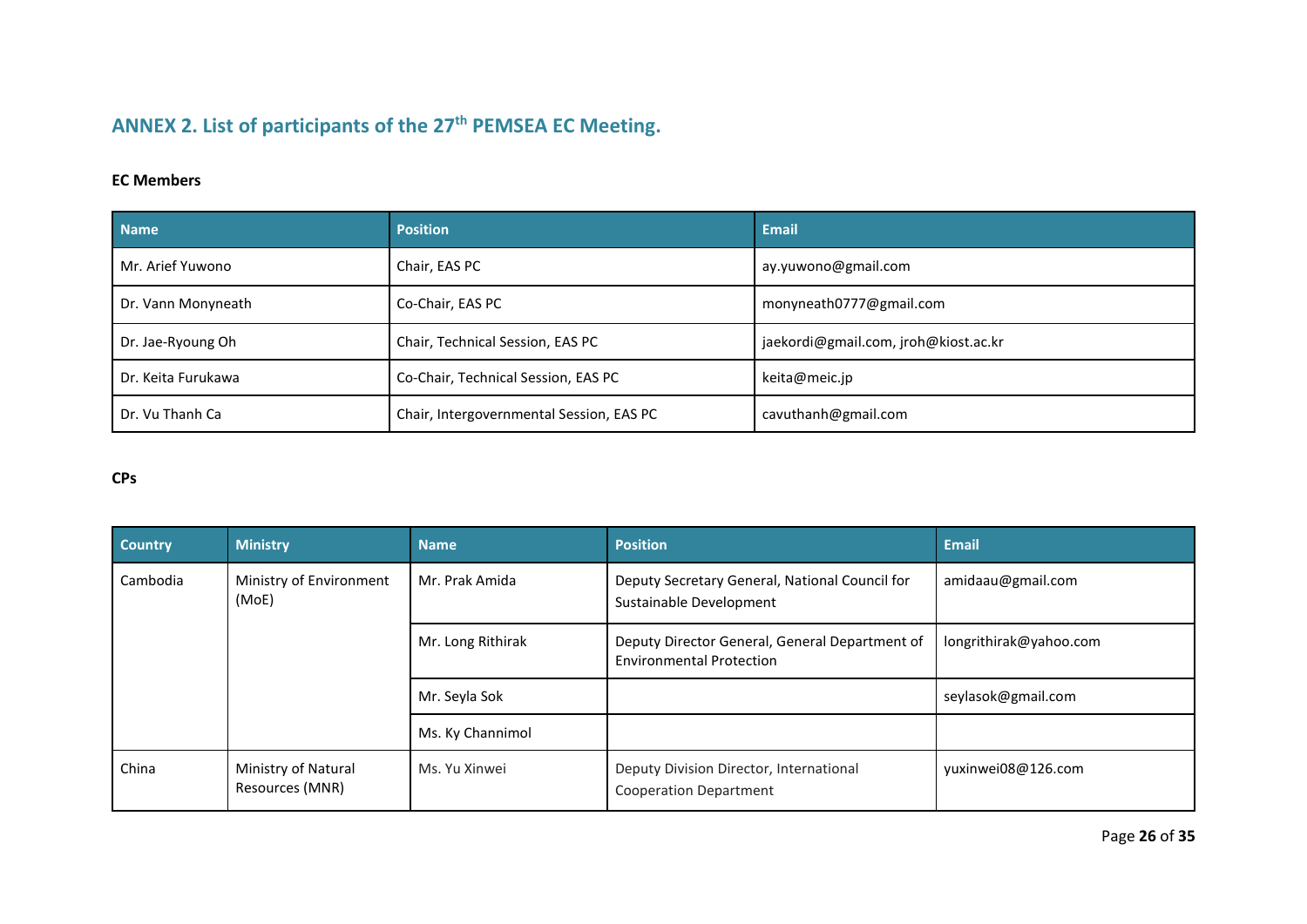## ANNEX 2. List of participants of the 27th PEMSEA EC Meeting.

**EC Members**

| Name | Position | Email |
|---|---|---|
| Mr. Arief Yuwono | Chair, EAS PC | ay.yuwono@gmail.com |
| Dr. Vann Monyneath | Co-Chair, EAS PC | monyneath0777@gmail.com |
| Dr. Jae-Ryoung Oh | Chair, Technical Session, EAS PC | jaekordi@gmail.com, jroh@kiost.ac.kr |
| Dr. Keita Furukawa | Co-Chair, Technical Session, EAS PC | keita@meic.jp |
| Dr. Vu Thanh Ca | Chair, Intergovernmental Session, EAS PC | cavuthanh@gmail.com |

**CPs**

| Country | Ministry | Name | Position | Email |
|---|---|---|---|---|
| Cambodia | Ministry of Environment (MoE) | Mr. Prak Amida | Deputy Secretary General, National Council for Sustainable Development | amidaau@gmail.com |
| | | Mr. Long Rithirak | Deputy Director General, General Department of Environmental Protection | longrithirak@yahoo.com |
| | | Mr. Seyla Sok | | seylasok@gmail.com |
| | | Ms. Ky Channimol | | |
| China | Ministry of Natural Resources (MNR) | Ms. Yu Xinwei | Deputy Division Director, International Cooperation Department | yuxinwei08@126.com |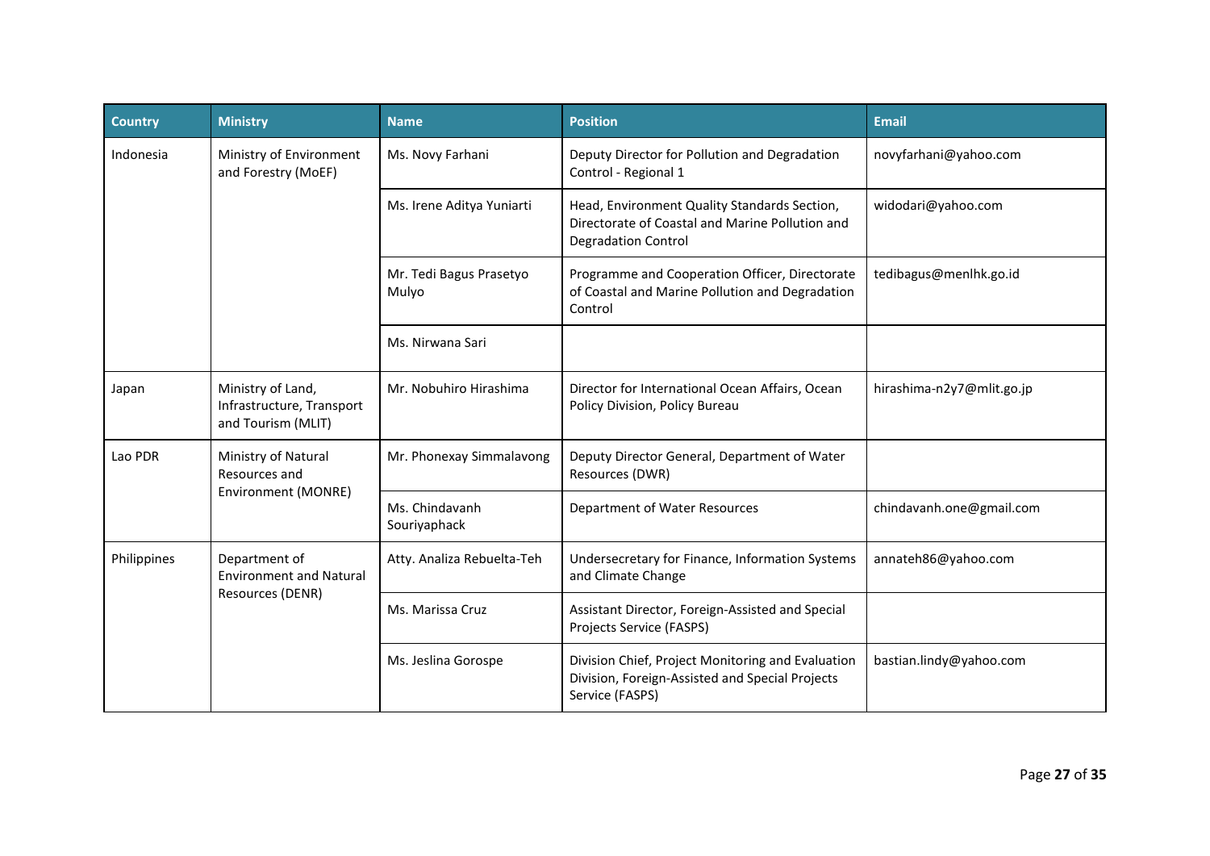| Country | Ministry | Name | Position | Email |
| --- | --- | --- | --- | --- |
| Indonesia | Ministry of Environment and Forestry (MoEF) | Ms. Novy Farhani | Deputy Director for Pollution and Degradation Control - Regional 1 | novyfarhani@yahoo.com |
| | | Ms. Irene Aditya Yuniarti | Head, Environment Quality Standards Section, Directorate of Coastal and Marine Pollution and Degradation Control | widodari@yahoo.com |
| | | Mr. Tedi Bagus Prasetyo Mulyo | Programme and Cooperation Officer, Directorate of Coastal and Marine Pollution and Degradation Control | tedibagus@menlhk.go.id |
| | | Ms. Nirwana Sari | | |
| Japan | Ministry of Land, Infrastructure, Transport and Tourism (MLIT) | Mr. Nobuhiro Hirashima | Director for International Ocean Affairs, Ocean Policy Division, Policy Bureau | hirashima-n2y7@mlit.go.jp |
| Lao PDR | Ministry of Natural Resources and Environment (MONRE) | Mr. Phonexay Simmalavong | Deputy Director General, Department of Water Resources (DWR) | |
| | | Ms. Chindavanh Souriyaphack | Department of Water Resources | chindavanh.one@gmail.com |
| Philippines | Department of Environment and Natural Resources (DENR) | Atty. Analiza Rebuelta-Teh | Undersecretary for Finance, Information Systems and Climate Change | annateh86@yahoo.com |
| | | Ms. Marissa Cruz | Assistant Director, Foreign-Assisted and Special Projects Service (FASPS) | |
| | | Ms. Jeslina Gorospe | Division Chief, Project Monitoring and Evaluation Division, Foreign-Assisted and Special Projects Service (FASPS) | bastian.lindy@yahoo.com |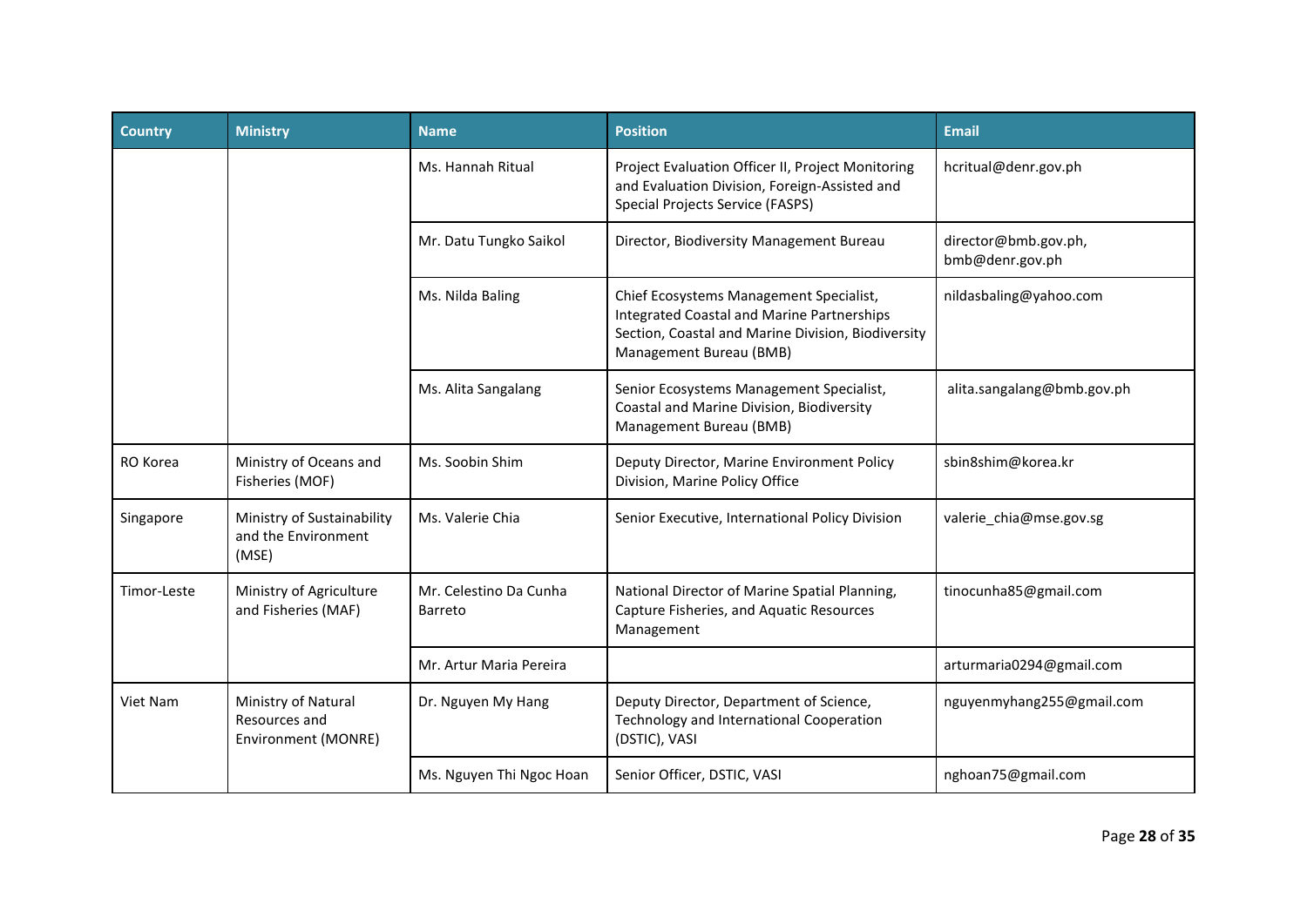| Country | Ministry | Name | Position | Email |
|---|---|---|---|---|
| | | Ms. Hannah Ritual | Project Evaluation Officer II, Project Monitoring and Evaluation Division, Foreign-Assisted and Special Projects Service (FASPS) | hcritual@denr.gov.ph |
| | | Mr. Datu Tungko Saikol | Director, Biodiversity Management Bureau | director@bmb.gov.ph, bmb@denr.gov.ph |
| | | Ms. Nilda Baling | Chief Ecosystems Management Specialist, Integrated Coastal and Marine Partnerships Section, Coastal and Marine Division, Biodiversity Management Bureau (BMB) | nildasbaling@yahoo.com |
| | | Ms. Alita Sangalang | Senior Ecosystems Management Specialist, Coastal and Marine Division, Biodiversity Management Bureau (BMB) | alita.sangalang@bmb.gov.ph |
| RO Korea | Ministry of Oceans and Fisheries (MOF) | Ms. Soobin Shim | Deputy Director, Marine Environment Policy Division, Marine Policy Office | sbin8shim@korea.kr |
| Singapore | Ministry of Sustainability and the Environment (MSE) | Ms. Valerie Chia | Senior Executive, International Policy Division | valerie_chia@mse.gov.sg |
| Timor-Leste | Ministry of Agriculture and Fisheries (MAF) | Mr. Celestino Da Cunha Barreto | National Director of Marine Spatial Planning, Capture Fisheries, and Aquatic Resources Management | tinocunha85@gmail.com |
| | | Mr. Artur Maria Pereira | | arturmaria0294@gmail.com |
| Viet Nam | Ministry of Natural Resources and Environment (MONRE) | Dr. Nguyen My Hang | Deputy Director, Department of Science, Technology and International Cooperation (DSTIC), VASI | nguyenmyhang255@gmail.com |
| | | Ms. Nguyen Thi Ngoc Hoan | Senior Officer, DSTIC, VASI | nghoan75@gmail.com |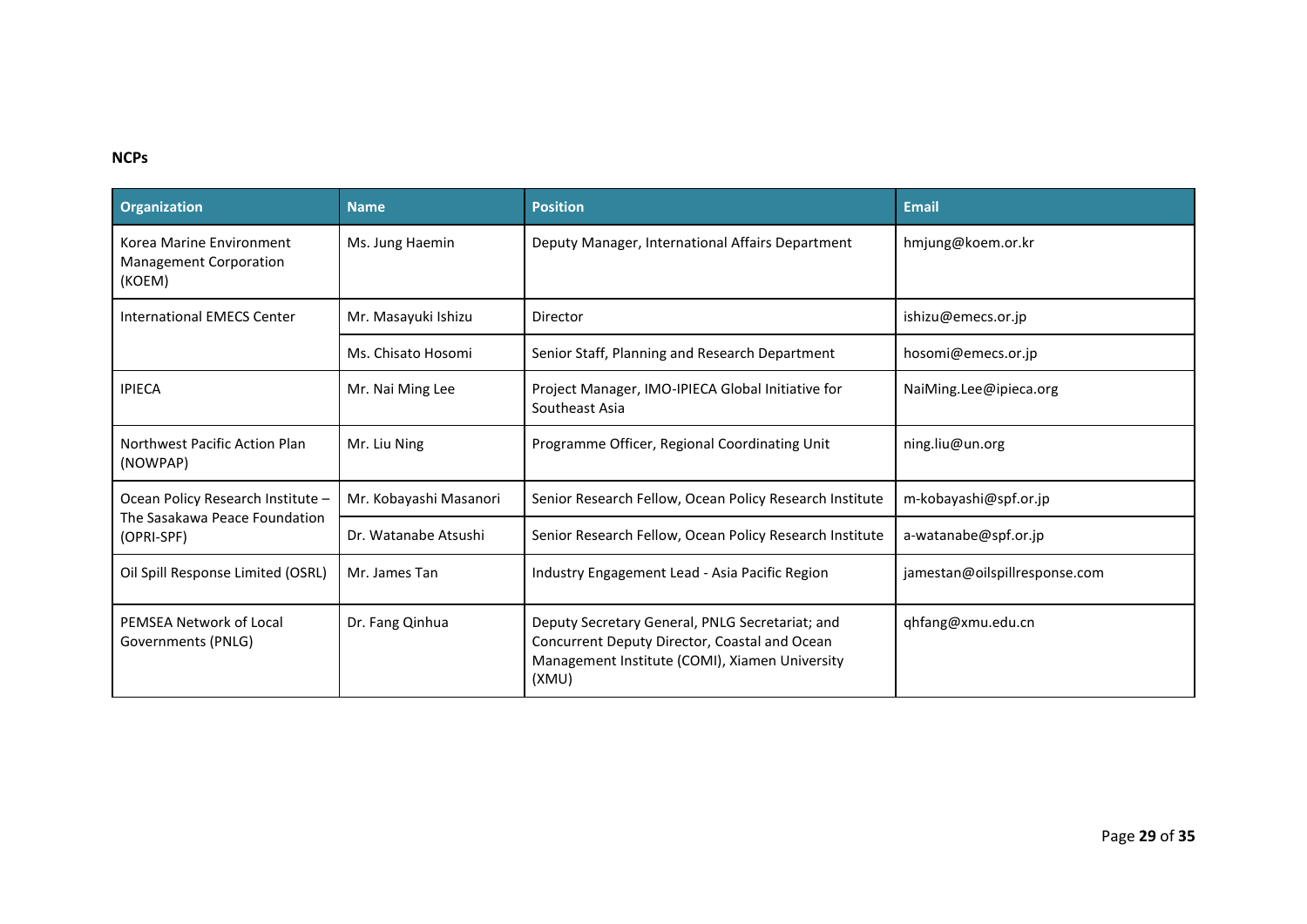**NCPs**

| Organization | Name | Position | Email |
|---|---|---|---|
| Korea Marine Environment Management Corporation (KOEM) | Ms. Jung Haemin | Deputy Manager, International Affairs Department | hmjung@koem.or.kr |
| International EMECS Center | Mr. Masayuki Ishizu | Director | ishizu@emecs.or.jp |
| | Ms. Chisato Hosomi | Senior Staff, Planning and Research Department | hosomi@emecs.or.jp |
| IPIECA | Mr. Nai Ming Lee | Project Manager, IMO-IPIECA Global Initiative for Southeast Asia | NaiMing.Lee@ipieca.org |
| Northwest Pacific Action Plan (NOWPAP) | Mr. Liu Ning | Programme Officer, Regional Coordinating Unit | ning.liu@un.org |
| Ocean Policy Research Institute – The Sasakawa Peace Foundation (OPRI-SPF) | Mr. Kobayashi Masanori | Senior Research Fellow, Ocean Policy Research Institute | m-kobayashi@spf.or.jp |
| | Dr. Watanabe Atsushi | Senior Research Fellow, Ocean Policy Research Institute | a-watanabe@spf.or.jp |
| Oil Spill Response Limited (OSRL) | Mr. James Tan | Industry Engagement Lead - Asia Pacific Region | jamestan@oilspillresponse.com |
| PEMSEA Network of Local Governments (PNLG) | Dr. Fang Qinhua | Deputy Secretary General, PNLG Secretariat; and Concurrent Deputy Director, Coastal and Ocean Management Institute (COMI), Xiamen University (XMU) | qhfang@xmu.edu.cn |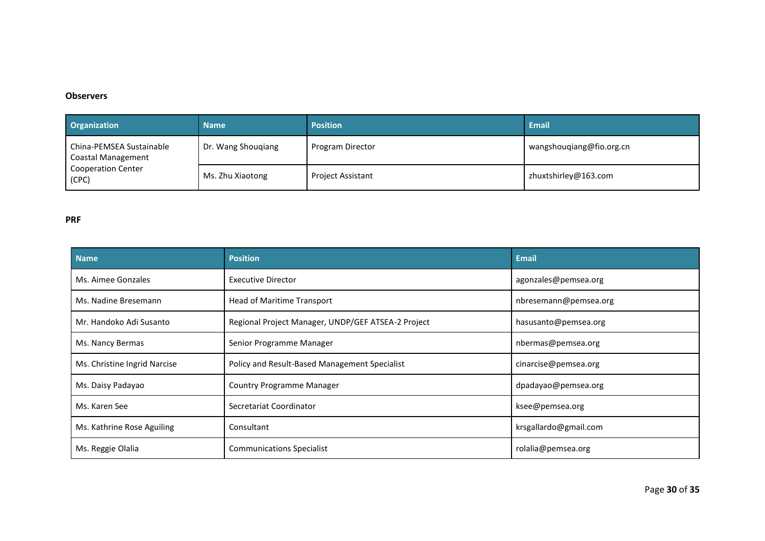**Observers**

| Organization | Name | Position | Email |
|---|---|---|---|
| China-PEMSEA Sustainable Coastal Management Cooperation Center (CPC) | Dr. Wang Shouqiang | Program Director | wangshouqiang@fio.org.cn |
| | Ms. Zhu Xiaotong | Project Assistant | zhuxtshirley@163.com |

**PRF**

| Name | Position | Email |
|---|---|---|
| Ms. Aimee Gonzales | Executive Director | agonzales@pemsea.org |
| Ms. Nadine Bresemann | Head of Maritime Transport | nbresemann@pemsea.org |
| Mr. Handoko Adi Susanto | Regional Project Manager, UNDP/GEF ATSEA-2 Project | hasusanto@pemsea.org |
| Ms. Nancy Bermas | Senior Programme Manager | nbermas@pemsea.org |
| Ms. Christine Ingrid Narcise | Policy and Result-Based Management Specialist | cinarcise@pemsea.org |
| Ms. Daisy Padayao | Country Programme Manager | dpadayao@pemsea.org |
| Ms. Karen See | Secretariat Coordinator | ksee@pemsea.org |
| Ms. Kathrine Rose Aguiling | Consultant | krsgallardo@gmail.com |
| Ms. Reggie Olalia | Communications Specialist | rolalia@pemsea.org |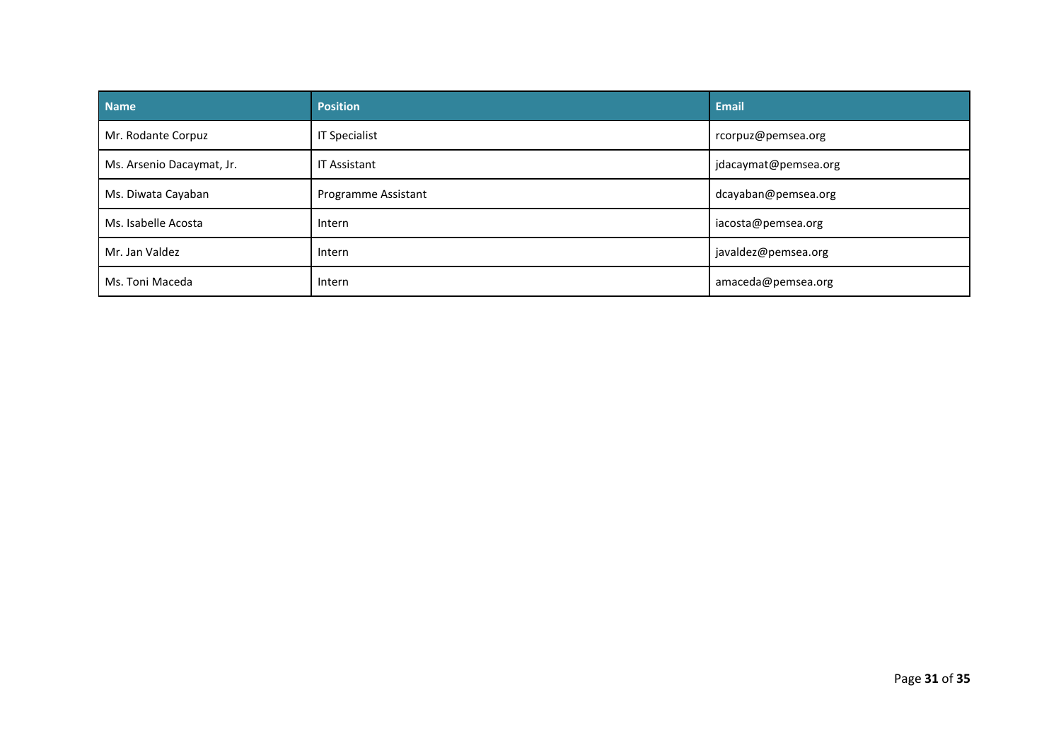| Name | Position | Email |
|---|---|---|
| Mr. Rodante Corpuz | IT Specialist | rcorpuz@pemsea.org |
| Ms. Arsenio Dacaymat, Jr. | IT Assistant | jdacaymat@pemsea.org |
| Ms. Diwata Cayaban | Programme Assistant | dcayaban@pemsea.org |
| Ms. Isabelle Acosta | Intern | iacosta@pemsea.org |
| Mr. Jan Valdez | Intern | javaldez@pemsea.org |
| Ms. Toni Maceda | Intern | amaceda@pemsea.org |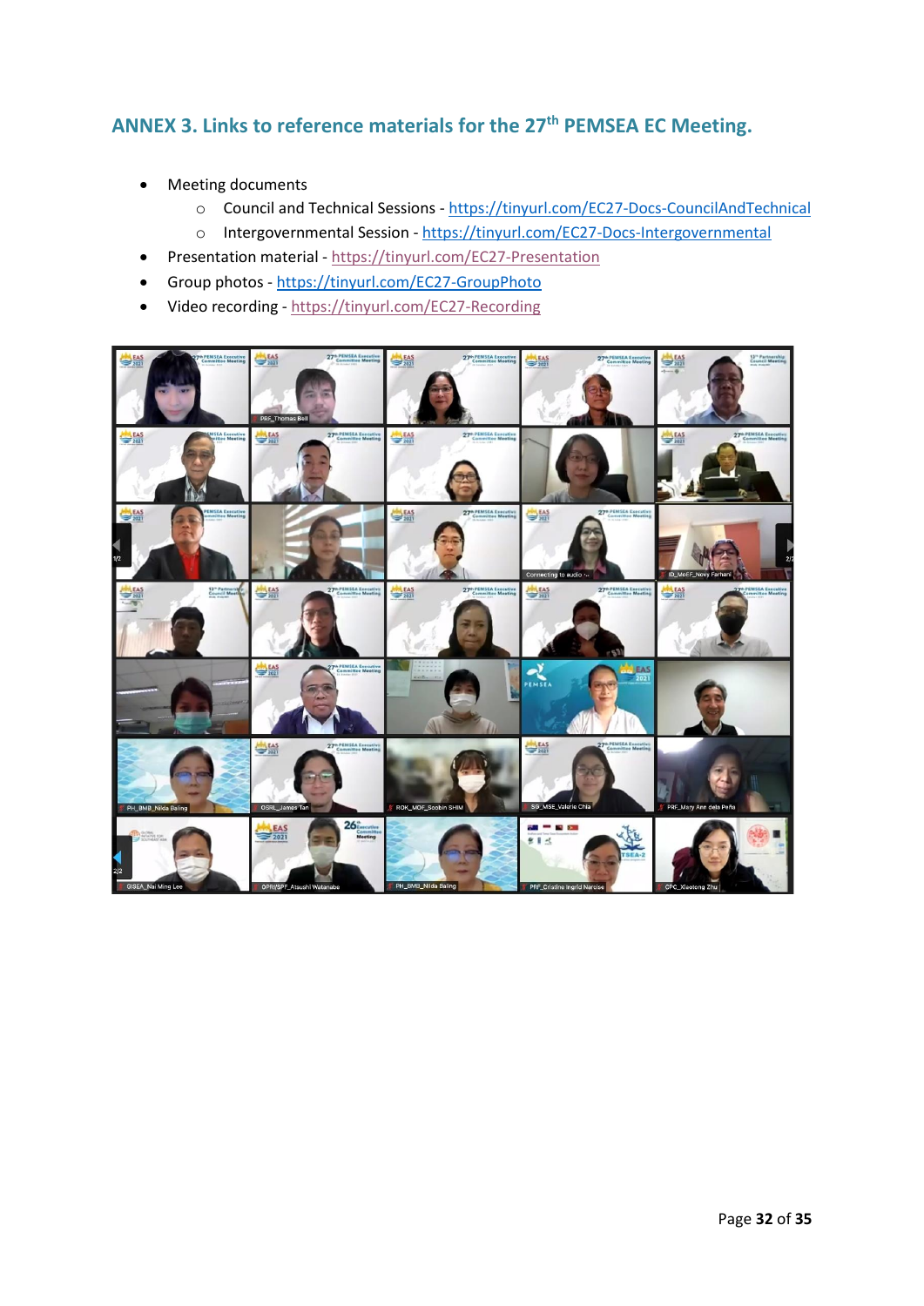## ANNEX 3. Links to reference materials for the 27th PEMSEA EC Meeting.

- Meeting documents
  - Council and Technical Sessions - https://tinyurl.com/EC27-Docs-CouncilAndTechnical
  - Intergovernmental Session - https://tinyurl.com/EC27-Docs-Intergovernmental
- Presentation material - https://tinyurl.com/EC27-Presentation
- Group photos - https://tinyurl.com/EC27-GroupPhoto
- Video recording - https://tinyurl.com/EC27-Recording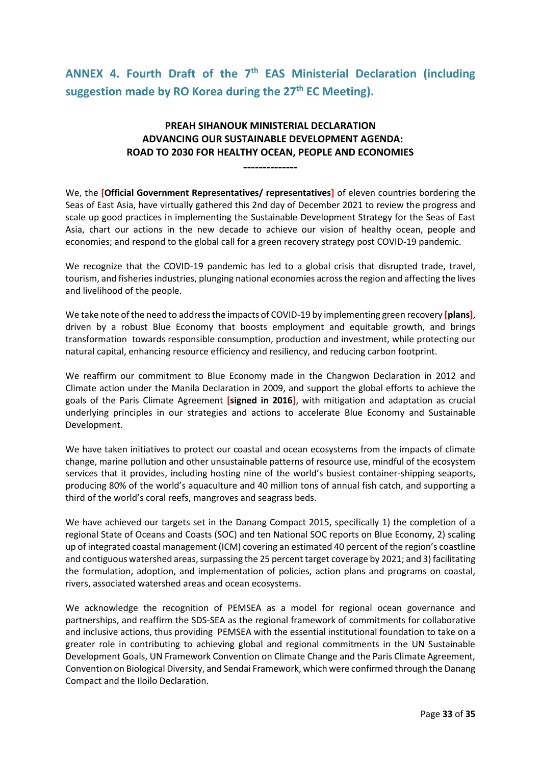## ANNEX 4. Fourth Draft of the 7th EAS Ministerial Declaration (including suggestion made by RO Korea during the 27th EC Meeting).

**PREAH SIHANOUK MINISTERIAL DECLARATION**
**ADVANCING OUR SUSTAINABLE DEVELOPMENT AGENDA:**
**ROAD TO 2030 FOR HEALTHY OCEAN, PEOPLE AND ECONOMIES**

**--------------**

We, the **[Official Government Representatives/ representatives]** of eleven countries bordering the Seas of East Asia, have virtually gathered this 2nd day of December 2021 to review the progress and scale up good practices in implementing the Sustainable Development Strategy for the Seas of East Asia, chart our actions in the new decade to achieve our vision of healthy ocean, people and economies; and respond to the global call for a green recovery strategy post COVID-19 pandemic.

We recognize that the COVID-19 pandemic has led to a global crisis that disrupted trade, travel, tourism, and fisheries industries, plunging national economies across the region and affecting the lives and livelihood of the people.

We take note of the need to address the impacts of COVID-19 by implementing green recovery **[plans]**, driven by a robust Blue Economy that boosts employment and equitable growth, and brings transformation towards responsible consumption, production and investment, while protecting our natural capital, enhancing resource efficiency and resiliency, and reducing carbon footprint.

We reaffirm our commitment to Blue Economy made in the Changwon Declaration in 2012 and Climate action under the Manila Declaration in 2009, and support the global efforts to achieve the goals of the Paris Climate Agreement **[signed in 2016]**, with mitigation and adaptation as crucial underlying principles in our strategies and actions to accelerate Blue Economy and Sustainable Development.

We have taken initiatives to protect our coastal and ocean ecosystems from the impacts of climate change, marine pollution and other unsustainable patterns of resource use, mindful of the ecosystem services that it provides, including hosting nine of the world's busiest container-shipping seaports, producing 80% of the world's aquaculture and 40 million tons of annual fish catch, and supporting a third of the world's coral reefs, mangroves and seagrass beds.

We have achieved our targets set in the Danang Compact 2015, specifically 1) the completion of a regional State of Oceans and Coasts (SOC) and ten National SOC reports on Blue Economy, 2) scaling up of integrated coastal management (ICM) covering an estimated 40 percent of the region's coastline and contiguous watershed areas, surpassing the 25 percent target coverage by 2021; and 3) facilitating the formulation, adoption, and implementation of policies, action plans and programs on coastal, rivers, associated watershed areas and ocean ecosystems.

We acknowledge the recognition of PEMSEA as a model for regional ocean governance and partnerships, and reaffirm the SDS-SEA as the regional framework of commitments for collaborative and inclusive actions, thus providing PEMSEA with the essential institutional foundation to take on a greater role in contributing to achieving global and regional commitments in the UN Sustainable Development Goals, UN Framework Convention on Climate Change and the Paris Climate Agreement, Convention on Biological Diversity, and Sendai Framework, which were confirmed through the Danang Compact and the Iloilo Declaration.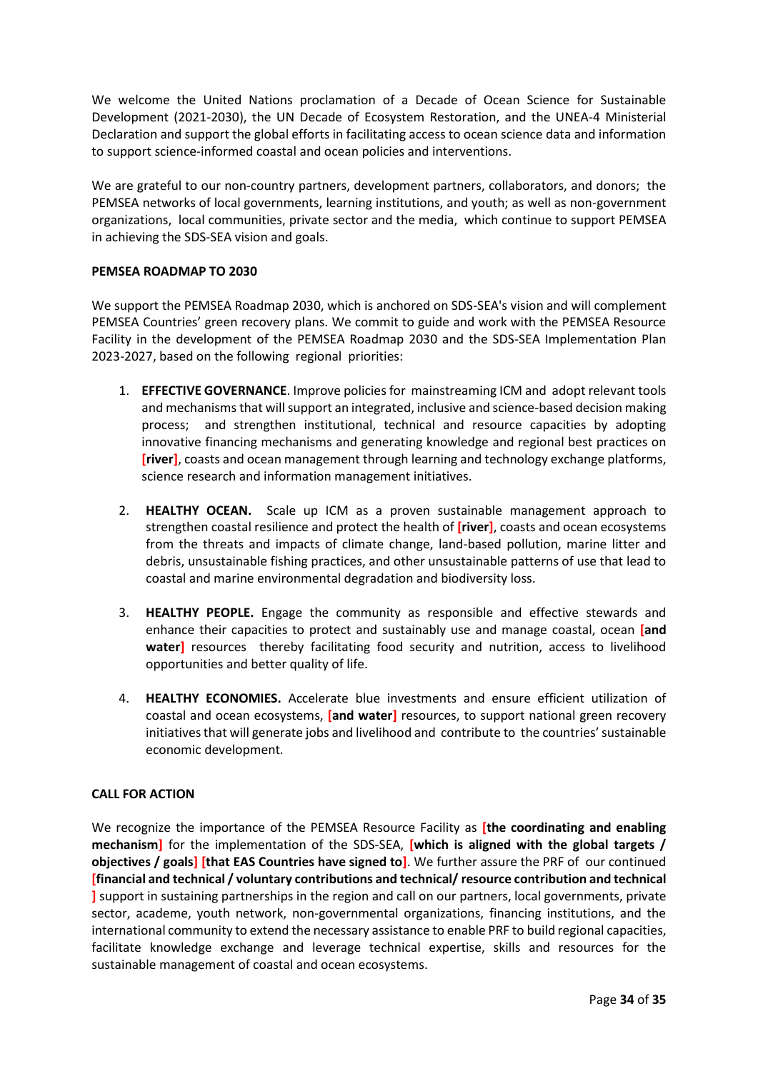We welcome the United Nations proclamation of a Decade of Ocean Science for Sustainable Development (2021-2030), the UN Decade of Ecosystem Restoration, and the UNEA-4 Ministerial Declaration and support the global efforts in facilitating access to ocean science data and information to support science-informed coastal and ocean policies and interventions.

We are grateful to our non-country partners, development partners, collaborators, and donors; the PEMSEA networks of local governments, learning institutions, and youth; as well as non-government organizations, local communities, private sector and the media, which continue to support PEMSEA in achieving the SDS-SEA vision and goals.

**PEMSEA ROADMAP TO 2030**

We support the PEMSEA Roadmap 2030, which is anchored on SDS-SEA's vision and will complement PEMSEA Countries' green recovery plans. We commit to guide and work with the PEMSEA Resource Facility in the development of the PEMSEA Roadmap 2030 and the SDS-SEA Implementation Plan 2023-2027, based on the following regional priorities:

1. **EFFECTIVE GOVERNANCE**. Improve policies for mainstreaming ICM and adopt relevant tools and mechanisms that will support an integrated, inclusive and science-based decision making process; and strengthen institutional, technical and resource capacities by adopting innovative financing mechanisms and generating knowledge and regional best practices on **[river]**, coasts and ocean management through learning and technology exchange platforms, science research and information management initiatives.

2. **HEALTHY OCEAN.** Scale up ICM as a proven sustainable management approach to strengthen coastal resilience and protect the health of **[river]**, coasts and ocean ecosystems from the threats and impacts of climate change, land-based pollution, marine litter and debris, unsustainable fishing practices, and other unsustainable patterns of use that lead to coastal and marine environmental degradation and biodiversity loss.

3. **HEALTHY PEOPLE.** Engage the community as responsible and effective stewards and enhance their capacities to protect and sustainably use and manage coastal, ocean **[and water]** resources thereby facilitating food security and nutrition, access to livelihood opportunities and better quality of life.

4. **HEALTHY ECONOMIES.** Accelerate blue investments and ensure efficient utilization of coastal and ocean ecosystems, **[and water]** resources, to support national green recovery initiatives that will generate jobs and livelihood and contribute to the countries' sustainable economic development.

**CALL FOR ACTION**

We recognize the importance of the PEMSEA Resource Facility as **[the coordinating and enabling mechanism]** for the implementation of the SDS-SEA, **[which is aligned with the global targets / objectives / goals]** **[that EAS Countries have signed to]**. We further assure the PRF of our continued **[financial and technical / voluntary contributions and technical/ resource contribution and technical ]** support in sustaining partnerships in the region and call on our partners, local governments, private sector, academe, youth network, non-governmental organizations, financing institutions, and the international community to extend the necessary assistance to enable PRF to build regional capacities, facilitate knowledge exchange and leverage technical expertise, skills and resources for the sustainable management of coastal and ocean ecosystems.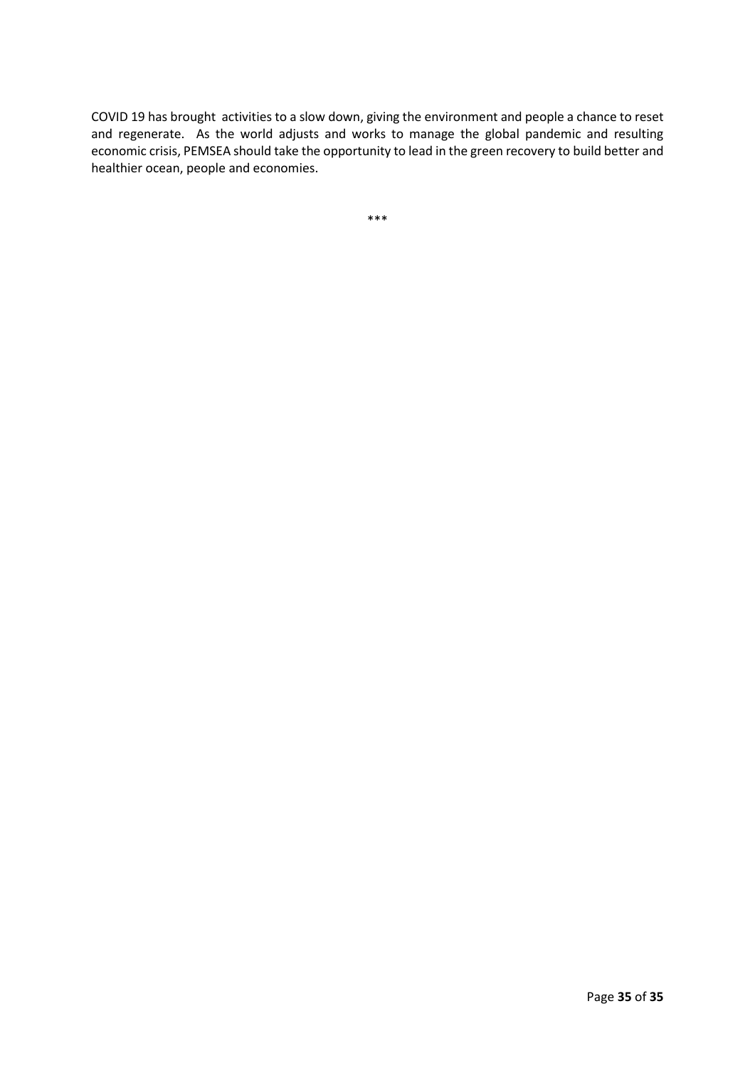COVID 19 has brought activities to a slow down, giving the environment and people a chance to reset and regenerate. As the world adjusts and works to manage the global pandemic and resulting economic crisis, PEMSEA should take the opportunity to lead in the green recovery to build better and healthier ocean, people and economies.

***